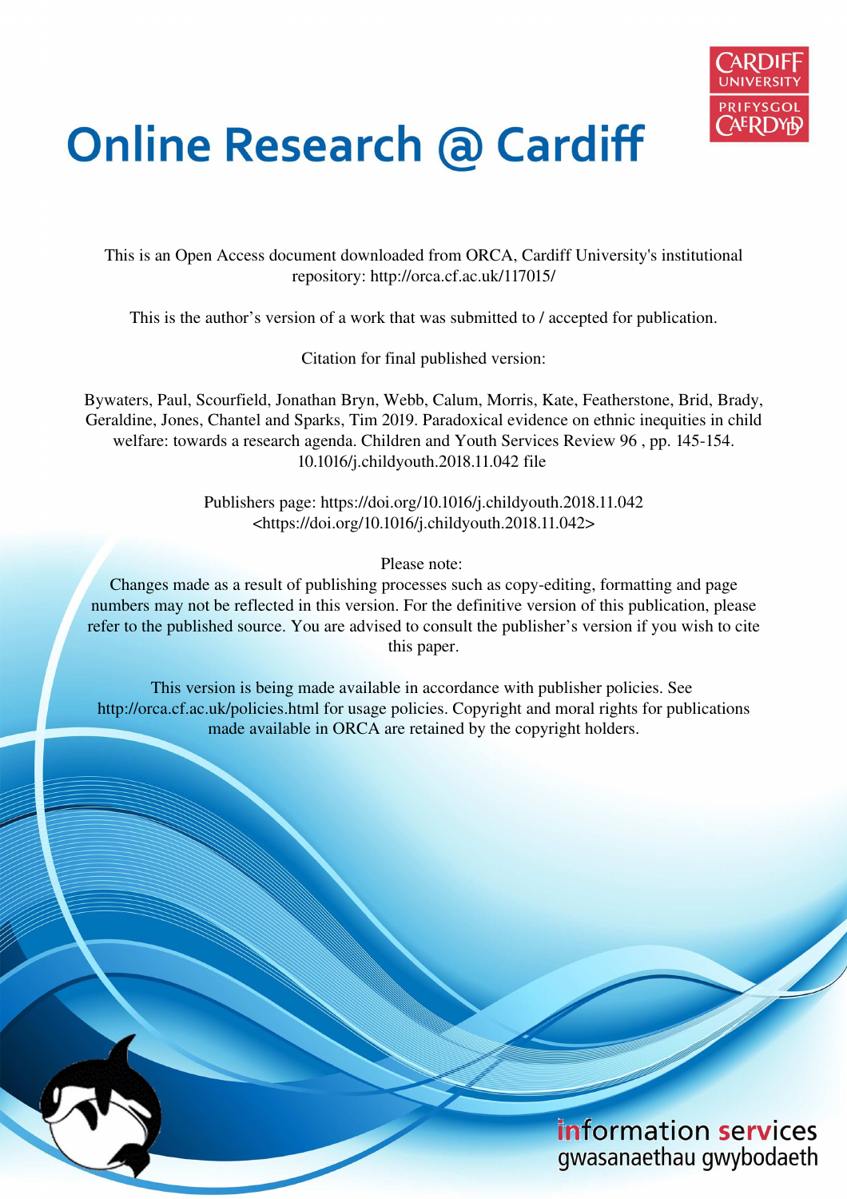# Online Research @ Cardiff

This is an Open Access document downloaded from ORCA, Cardiff University's institutional repository: http://orca.cf.ac.uk/117015/

This is the author's version of a work that was submitted to / accepted for publication.

Citation for final published version:

Bywaters, Paul, Scourfield, Jonathan Bryn, Webb, Calum, Morris, Kate, Featherstone, Brid, Brady, Geraldine, Jones, Chantel and Sparks, Tim 2019. Paradoxical evidence on ethnic inequities in child welfare: towards a research agenda. Children and Youth Services Review 96 , pp. 145-154. 10.1016/j.childyouth.2018.11.042 file

Publishers page: https://doi.org/10.1016/j.childyouth.2018.11.042 <https://doi.org/10.1016/j.childyouth.2018.11.042>

Please note:
Changes made as a result of publishing processes such as copy-editing, formatting and page numbers may not be reflected in this version. For the definitive version of this publication, please refer to the published source. You are advised to consult the publisher's version if you wish to cite this paper.

This version is being made available in accordance with publisher policies. See http://orca.cf.ac.uk/policies.html for usage policies. Copyright and moral rights for publications made available in ORCA are retained by the copyright holders.

information services
gwasanaethau gwybodaeth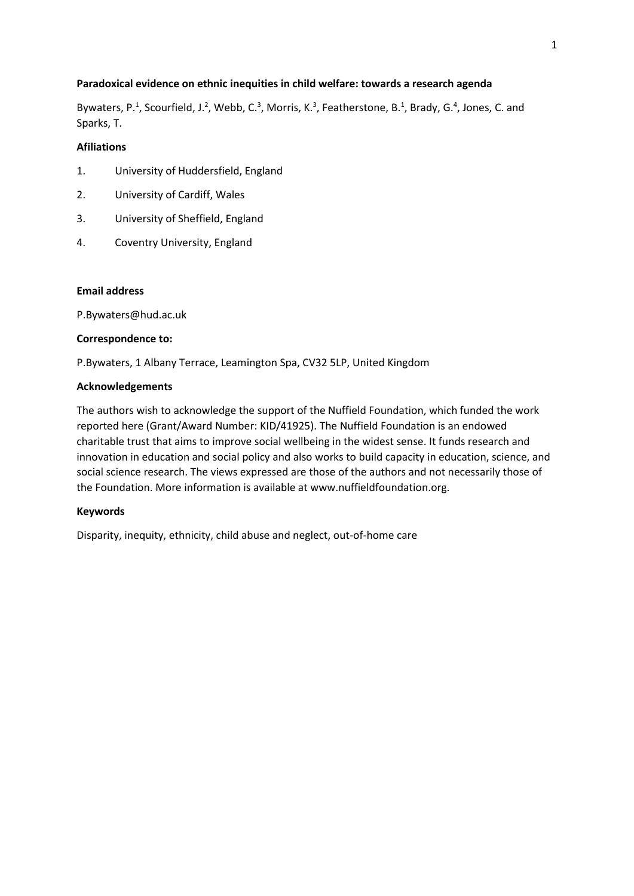**Paradoxical evidence on ethnic inequities in child welfare: towards a research agenda**

Bywaters, P.[1], Scourfield, J.[2], Webb, C.[3], Morris, K.[3], Featherstone, B.[1], Brady, G.[4], Jones, C. and Sparks, T.

**Afiliations**

1. University of Huddersfield, England
2. University of Cardiff, Wales
3. University of Sheffield, England
4. Coventry University, England

**Email address**

P.Bywaters@hud.ac.uk

**Correspondence to:**

P.Bywaters, 1 Albany Terrace, Leamington Spa, CV32 5LP, United Kingdom

**Acknowledgements**

The authors wish to acknowledge the support of the Nuffield Foundation, which funded the work reported here (Grant/Award Number: KID/41925). The Nuffield Foundation is an endowed charitable trust that aims to improve social wellbeing in the widest sense. It funds research and innovation in education and social policy and also works to build capacity in education, science, and social science research. The views expressed are those of the authors and not necessarily those of the Foundation. More information is available at www.nuffieldfoundation.org.

**Keywords**

Disparity, inequity, ethnicity, child abuse and neglect, out-of-home care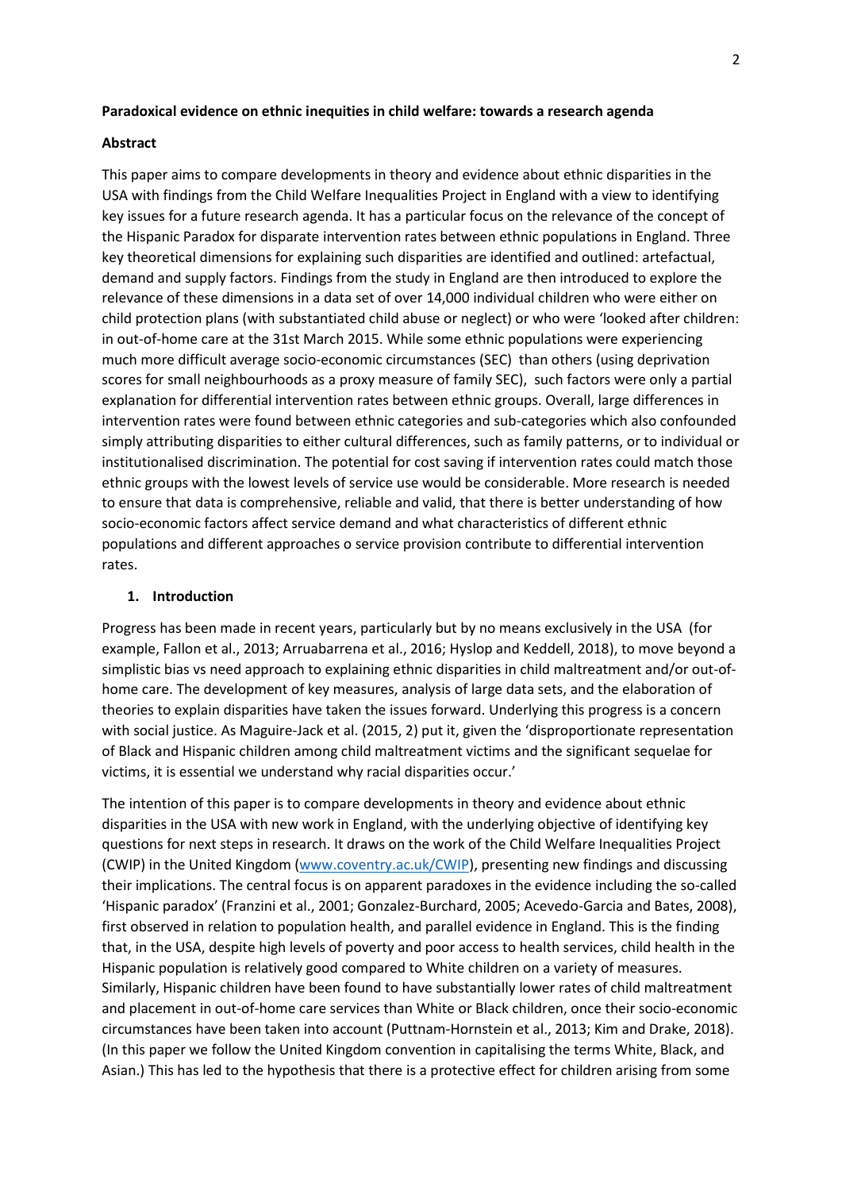**Paradoxical evidence on ethnic inequities in child welfare: towards a research agenda**

**Abstract**

This paper aims to compare developments in theory and evidence about ethnic disparities in the USA with findings from the Child Welfare Inequalities Project in England with a view to identifying key issues for a future research agenda. It has a particular focus on the relevance of the concept of the Hispanic Paradox for disparate intervention rates between ethnic populations in England. Three key theoretical dimensions for explaining such disparities are identified and outlined: artefactual, demand and supply factors. Findings from the study in England are then introduced to explore the relevance of these dimensions in a data set of over 14,000 individual children who were either on child protection plans (with substantiated child abuse or neglect) or who were 'looked after children: in out-of-home care at the 31st March 2015. While some ethnic populations were experiencing much more difficult average socio-economic circumstances (SEC) than others (using deprivation scores for small neighbourhoods as a proxy measure of family SEC), such factors were only a partial explanation for differential intervention rates between ethnic groups. Overall, large differences in intervention rates were found between ethnic categories and sub-categories which also confounded simply attributing disparities to either cultural differences, such as family patterns, or to individual or institutionalised discrimination. The potential for cost saving if intervention rates could match those ethnic groups with the lowest levels of service use would be considerable. More research is needed to ensure that data is comprehensive, reliable and valid, that there is better understanding of how socio-economic factors affect service demand and what characteristics of different ethnic populations and different approaches o service provision contribute to differential intervention rates.

## 1. Introduction

Progress has been made in recent years, particularly but by no means exclusively in the USA (for example, Fallon et al., 2013; Arruabarrena et al., 2016; Hyslop and Keddell, 2018), to move beyond a simplistic bias vs need approach to explaining ethnic disparities in child maltreatment and/or out-of-home care. The development of key measures, analysis of large data sets, and the elaboration of theories to explain disparities have taken the issues forward. Underlying this progress is a concern with social justice. As Maguire-Jack et al. (2015, 2) put it, given the 'disproportionate representation of Black and Hispanic children among child maltreatment victims and the significant sequelae for victims, it is essential we understand why racial disparities occur.'

The intention of this paper is to compare developments in theory and evidence about ethnic disparities in the USA with new work in England, with the underlying objective of identifying key questions for next steps in research. It draws on the work of the Child Welfare Inequalities Project (CWIP) in the United Kingdom (www.coventry.ac.uk/CWIP), presenting new findings and discussing their implications. The central focus is on apparent paradoxes in the evidence including the so-called 'Hispanic paradox' (Franzini et al., 2001; Gonzalez-Burchard, 2005; Acevedo-Garcia and Bates, 2008), first observed in relation to population health, and parallel evidence in England. This is the finding that, in the USA, despite high levels of poverty and poor access to health services, child health in the Hispanic population is relatively good compared to White children on a variety of measures. Similarly, Hispanic children have been found to have substantially lower rates of child maltreatment and placement in out-of-home care services than White or Black children, once their socio-economic circumstances have been taken into account (Puttnam-Hornstein et al., 2013; Kim and Drake, 2018). (In this paper we follow the United Kingdom convention in capitalising the terms White, Black, and Asian.) This has led to the hypothesis that there is a protective effect for children arising from some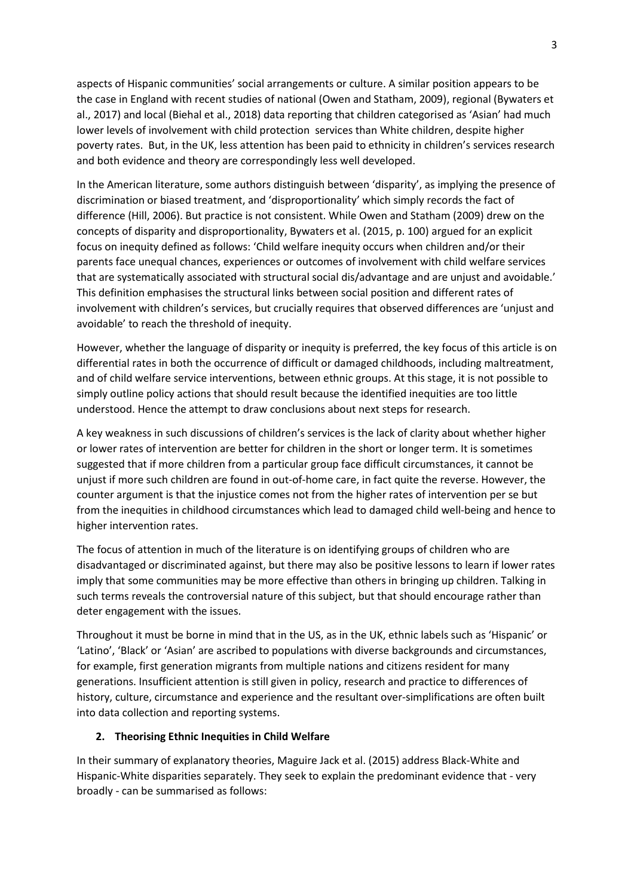aspects of Hispanic communities' social arrangements or culture. A similar position appears to be the case in England with recent studies of national (Owen and Statham, 2009), regional (Bywaters et al., 2017) and local (Biehal et al., 2018) data reporting that children categorised as 'Asian' had much lower levels of involvement with child protection services than White children, despite higher poverty rates. But, in the UK, less attention has been paid to ethnicity in children's services research and both evidence and theory are correspondingly less well developed.

In the American literature, some authors distinguish between 'disparity', as implying the presence of discrimination or biased treatment, and 'disproportionality' which simply records the fact of difference (Hill, 2006). But practice is not consistent. While Owen and Statham (2009) drew on the concepts of disparity and disproportionality, Bywaters et al. (2015, p. 100) argued for an explicit focus on inequity defined as follows: 'Child welfare inequity occurs when children and/or their parents face unequal chances, experiences or outcomes of involvement with child welfare services that are systematically associated with structural social dis/advantage and are unjust and avoidable.' This definition emphasises the structural links between social position and different rates of involvement with children's services, but crucially requires that observed differences are 'unjust and avoidable' to reach the threshold of inequity.

However, whether the language of disparity or inequity is preferred, the key focus of this article is on differential rates in both the occurrence of difficult or damaged childhoods, including maltreatment, and of child welfare service interventions, between ethnic groups. At this stage, it is not possible to simply outline policy actions that should result because the identified inequities are too little understood. Hence the attempt to draw conclusions about next steps for research.

A key weakness in such discussions of children's services is the lack of clarity about whether higher or lower rates of intervention are better for children in the short or longer term. It is sometimes suggested that if more children from a particular group face difficult circumstances, it cannot be unjust if more such children are found in out-of-home care, in fact quite the reverse. However, the counter argument is that the injustice comes not from the higher rates of intervention per se but from the inequities in childhood circumstances which lead to damaged child well-being and hence to higher intervention rates.

The focus of attention in much of the literature is on identifying groups of children who are disadvantaged or discriminated against, but there may also be positive lessons to learn if lower rates imply that some communities may be more effective than others in bringing up children. Talking in such terms reveals the controversial nature of this subject, but that should encourage rather than deter engagement with the issues.

Throughout it must be borne in mind that in the US, as in the UK, ethnic labels such as 'Hispanic' or 'Latino', 'Black' or 'Asian' are ascribed to populations with diverse backgrounds and circumstances, for example, first generation migrants from multiple nations and citizens resident for many generations. Insufficient attention is still given in policy, research and practice to differences of history, culture, circumstance and experience and the resultant over-simplifications are often built into data collection and reporting systems.

## 2. Theorising Ethnic Inequities in Child Welfare

In their summary of explanatory theories, Maguire Jack et al. (2015) address Black-White and Hispanic-White disparities separately. They seek to explain the predominant evidence that - very broadly - can be summarised as follows: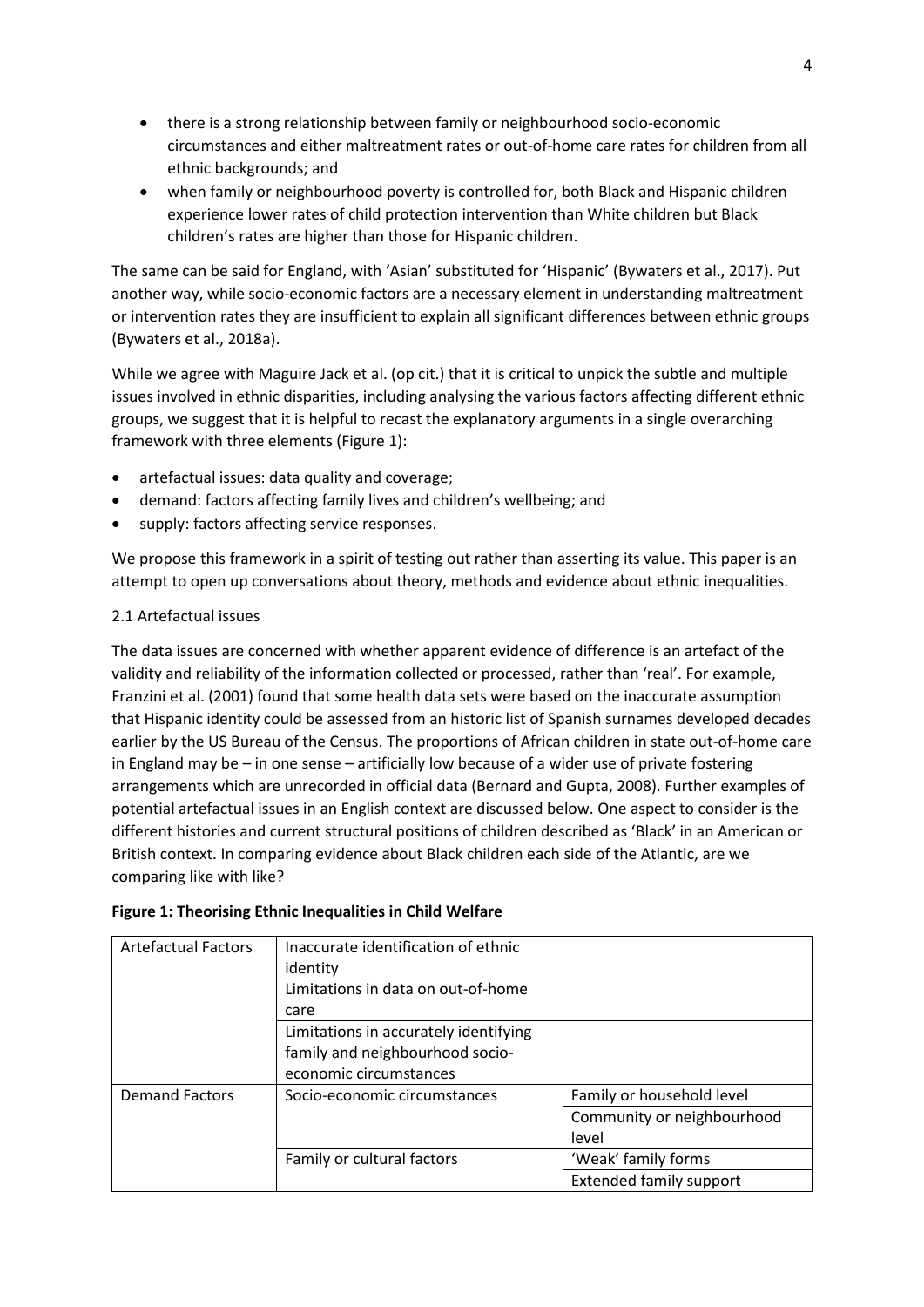- there is a strong relationship between family or neighbourhood socio-economic circumstances and either maltreatment rates or out-of-home care rates for children from all ethnic backgrounds; and
- when family or neighbourhood poverty is controlled for, both Black and Hispanic children experience lower rates of child protection intervention than White children but Black children's rates are higher than those for Hispanic children.

The same can be said for England, with 'Asian' substituted for 'Hispanic' (Bywaters et al., 2017). Put another way, while socio-economic factors are a necessary element in understanding maltreatment or intervention rates they are insufficient to explain all significant differences between ethnic groups (Bywaters et al., 2018a).

While we agree with Maguire Jack et al. (op cit.) that it is critical to unpick the subtle and multiple issues involved in ethnic disparities, including analysing the various factors affecting different ethnic groups, we suggest that it is helpful to recast the explanatory arguments in a single overarching framework with three elements (Figure 1):

- artefactual issues: data quality and coverage;
- demand: factors affecting family lives and children's wellbeing; and
- supply: factors affecting service responses.

We propose this framework in a spirit of testing out rather than asserting its value. This paper is an attempt to open up conversations about theory, methods and evidence about ethnic inequalities.

### 2.1 Artefactual issues

The data issues are concerned with whether apparent evidence of difference is an artefact of the validity and reliability of the information collected or processed, rather than 'real'. For example, Franzini et al. (2001) found that some health data sets were based on the inaccurate assumption that Hispanic identity could be assessed from an historic list of Spanish surnames developed decades earlier by the US Bureau of the Census. The proportions of African children in state out-of-home care in England may be – in one sense – artificially low because of a wider use of private fostering arrangements which are unrecorded in official data (Bernard and Gupta, 2008). Further examples of potential artefactual issues in an English context are discussed below. One aspect to consider is the different histories and current structural positions of children described as 'Black' in an American or British context. In comparing evidence about Black children each side of the Atlantic, are we comparing like with like?

**Figure 1: Theorising Ethnic Inequalities in Child Welfare**

| | | |
|---|---|---|
| Artefactual Factors | Inaccurate identification of ethnic identity | |
| | Limitations in data on out-of-home care | |
| | Limitations in accurately identifying family and neighbourhood socio-economic circumstances | |
| Demand Factors | Socio-economic circumstances | Family or household level |
| | | Community or neighbourhood level |
| | Family or cultural factors | 'Weak' family forms |
| | | Extended family support |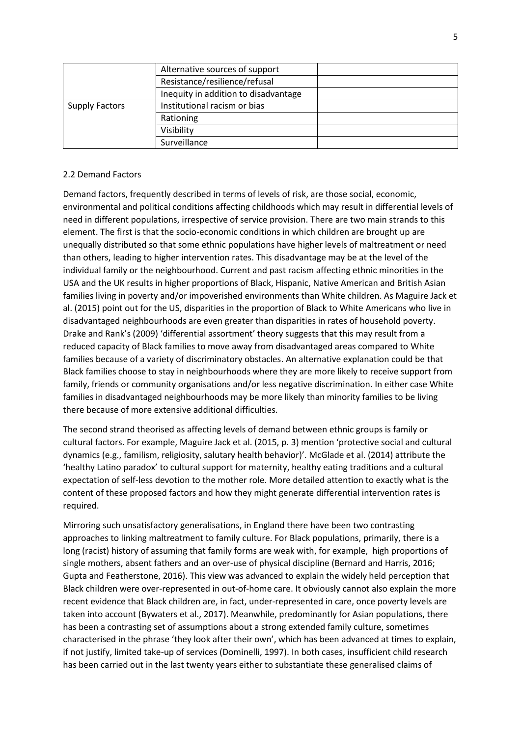| | | |
|---|---|---|
| | Alternative sources of support | |
| | Resistance/resilience/refusal | |
| | Inequity in addition to disadvantage | |
| Supply Factors | Institutional racism or bias | |
| | Rationing | |
| | Visibility | |
| | Surveillance | |

2.2 Demand Factors

Demand factors, frequently described in terms of levels of risk, are those social, economic, environmental and political conditions affecting childhoods which may result in differential levels of need in different populations, irrespective of service provision. There are two main strands to this element. The first is that the socio-economic conditions in which children are brought up are unequally distributed so that some ethnic populations have higher levels of maltreatment or need than others, leading to higher intervention rates. This disadvantage may be at the level of the individual family or the neighbourhood. Current and past racism affecting ethnic minorities in the USA and the UK results in higher proportions of Black, Hispanic, Native American and British Asian families living in poverty and/or impoverished environments than White children. As Maguire Jack et al. (2015) point out for the US, disparities in the proportion of Black to White Americans who live in disadvantaged neighbourhoods are even greater than disparities in rates of household poverty. Drake and Rank's (2009) 'differential assortment' theory suggests that this may result from a reduced capacity of Black families to move away from disadvantaged areas compared to White families because of a variety of discriminatory obstacles. An alternative explanation could be that Black families choose to stay in neighbourhoods where they are more likely to receive support from family, friends or community organisations and/or less negative discrimination. In either case White families in disadvantaged neighbourhoods may be more likely than minority families to be living there because of more extensive additional difficulties.

The second strand theorised as affecting levels of demand between ethnic groups is family or cultural factors. For example, Maguire Jack et al. (2015, p. 3) mention 'protective social and cultural dynamics (e.g., familism, religiosity, salutary health behavior)'. McGlade et al. (2014) attribute the 'healthy Latino paradox' to cultural support for maternity, healthy eating traditions and a cultural expectation of self-less devotion to the mother role. More detailed attention to exactly what is the content of these proposed factors and how they might generate differential intervention rates is required.

Mirroring such unsatisfactory generalisations, in England there have been two contrasting approaches to linking maltreatment to family culture. For Black populations, primarily, there is a long (racist) history of assuming that family forms are weak with, for example, high proportions of single mothers, absent fathers and an over-use of physical discipline (Bernard and Harris, 2016; Gupta and Featherstone, 2016). This view was advanced to explain the widely held perception that Black children were over-represented in out-of-home care. It obviously cannot also explain the more recent evidence that Black children are, in fact, under-represented in care, once poverty levels are taken into account (Bywaters et al., 2017). Meanwhile, predominantly for Asian populations, there has been a contrasting set of assumptions about a strong extended family culture, sometimes characterised in the phrase 'they look after their own', which has been advanced at times to explain, if not justify, limited take-up of services (Dominelli, 1997). In both cases, insufficient child research has been carried out in the last twenty years either to substantiate these generalised claims of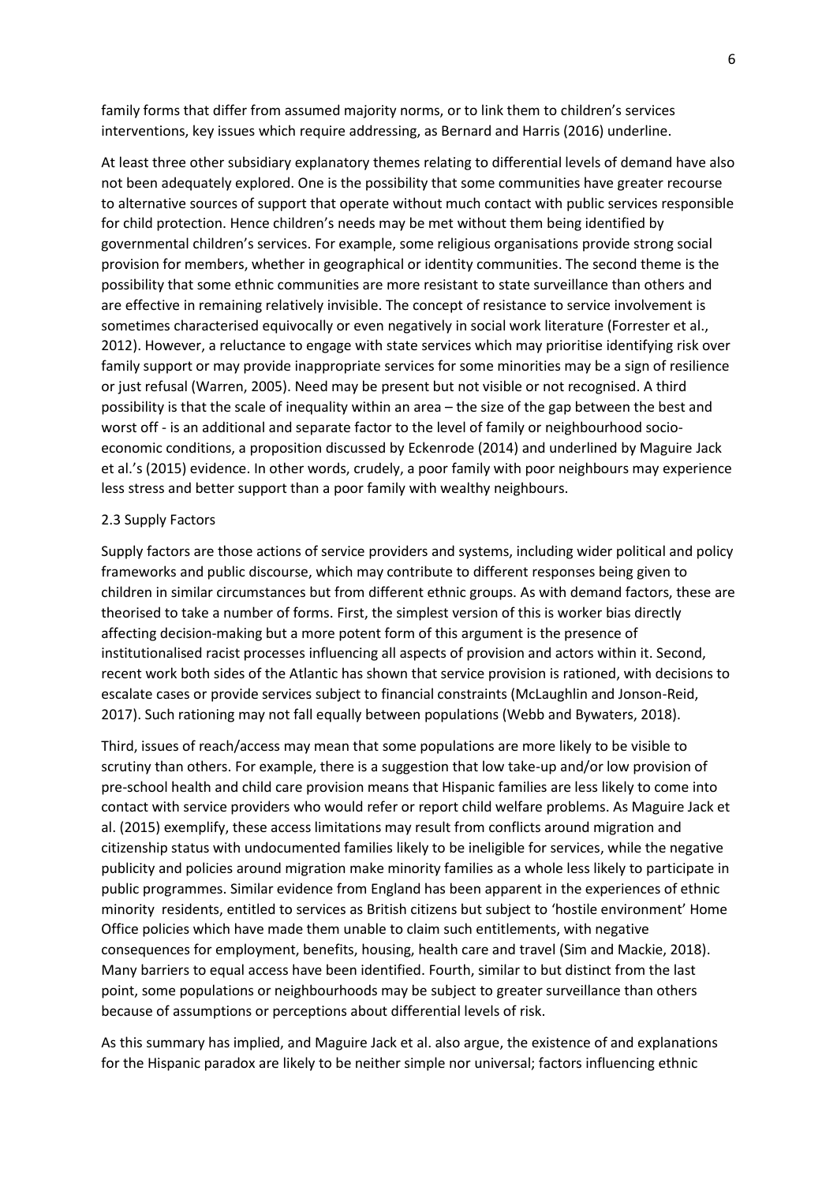family forms that differ from assumed majority norms, or to link them to children's services interventions, key issues which require addressing, as Bernard and Harris (2016) underline.

At least three other subsidiary explanatory themes relating to differential levels of demand have also not been adequately explored. One is the possibility that some communities have greater recourse to alternative sources of support that operate without much contact with public services responsible for child protection. Hence children's needs may be met without them being identified by governmental children's services. For example, some religious organisations provide strong social provision for members, whether in geographical or identity communities. The second theme is the possibility that some ethnic communities are more resistant to state surveillance than others and are effective in remaining relatively invisible. The concept of resistance to service involvement is sometimes characterised equivocally or even negatively in social work literature (Forrester et al., 2012). However, a reluctance to engage with state services which may prioritise identifying risk over family support or may provide inappropriate services for some minorities may be a sign of resilience or just refusal (Warren, 2005). Need may be present but not visible or not recognised. A third possibility is that the scale of inequality within an area – the size of the gap between the best and worst off - is an additional and separate factor to the level of family or neighbourhood socio-economic conditions, a proposition discussed by Eckenrode (2014) and underlined by Maguire Jack et al.'s (2015) evidence. In other words, crudely, a poor family with poor neighbours may experience less stress and better support than a poor family with wealthy neighbours.

## 2.3 Supply Factors

Supply factors are those actions of service providers and systems, including wider political and policy frameworks and public discourse, which may contribute to different responses being given to children in similar circumstances but from different ethnic groups. As with demand factors, these are theorised to take a number of forms. First, the simplest version of this is worker bias directly affecting decision-making but a more potent form of this argument is the presence of institutionalised racist processes influencing all aspects of provision and actors within it. Second, recent work both sides of the Atlantic has shown that service provision is rationed, with decisions to escalate cases or provide services subject to financial constraints (McLaughlin and Jonson-Reid, 2017). Such rationing may not fall equally between populations (Webb and Bywaters, 2018).

Third, issues of reach/access may mean that some populations are more likely to be visible to scrutiny than others. For example, there is a suggestion that low take-up and/or low provision of pre-school health and child care provision means that Hispanic families are less likely to come into contact with service providers who would refer or report child welfare problems. As Maguire Jack et al. (2015) exemplify, these access limitations may result from conflicts around migration and citizenship status with undocumented families likely to be ineligible for services, while the negative publicity and policies around migration make minority families as a whole less likely to participate in public programmes. Similar evidence from England has been apparent in the experiences of ethnic minority residents, entitled to services as British citizens but subject to 'hostile environment' Home Office policies which have made them unable to claim such entitlements, with negative consequences for employment, benefits, housing, health care and travel (Sim and Mackie, 2018). Many barriers to equal access have been identified. Fourth, similar to but distinct from the last point, some populations or neighbourhoods may be subject to greater surveillance than others because of assumptions or perceptions about differential levels of risk.

As this summary has implied, and Maguire Jack et al. also argue, the existence of and explanations for the Hispanic paradox are likely to be neither simple nor universal; factors influencing ethnic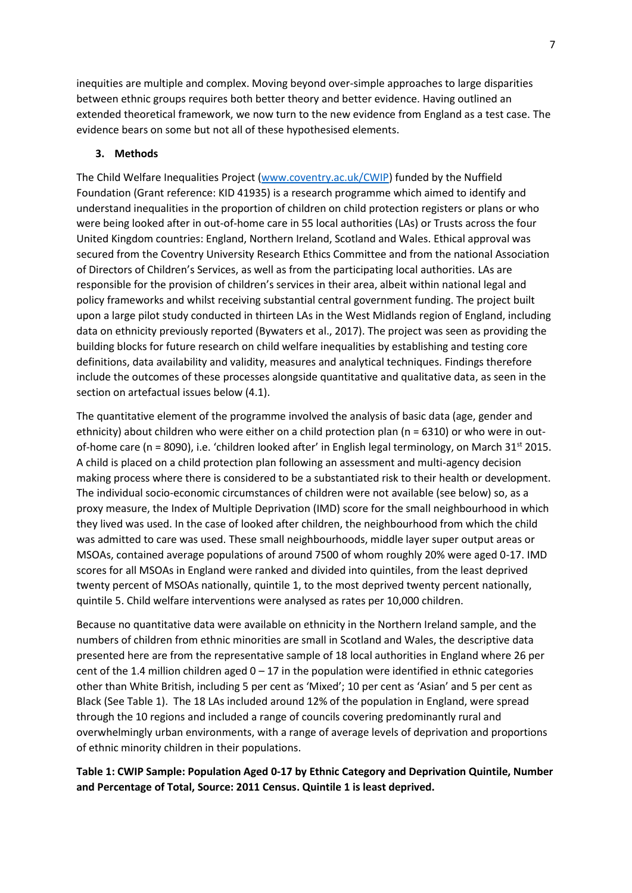inequities are multiple and complex. Moving beyond over-simple approaches to large disparities between ethnic groups requires both better theory and better evidence. Having outlined an extended theoretical framework, we now turn to the new evidence from England as a test case. The evidence bears on some but not all of these hypothesised elements.

## 3. Methods

The Child Welfare Inequalities Project (www.coventry.ac.uk/CWIP) funded by the Nuffield Foundation (Grant reference: KID 41935) is a research programme which aimed to identify and understand inequalities in the proportion of children on child protection registers or plans or who were being looked after in out-of-home care in 55 local authorities (LAs) or Trusts across the four United Kingdom countries: England, Northern Ireland, Scotland and Wales. Ethical approval was secured from the Coventry University Research Ethics Committee and from the national Association of Directors of Children's Services, as well as from the participating local authorities. LAs are responsible for the provision of children's services in their area, albeit within national legal and policy frameworks and whilst receiving substantial central government funding. The project built upon a large pilot study conducted in thirteen LAs in the West Midlands region of England, including data on ethnicity previously reported (Bywaters et al., 2017). The project was seen as providing the building blocks for future research on child welfare inequalities by establishing and testing core definitions, data availability and validity, measures and analytical techniques. Findings therefore include the outcomes of these processes alongside quantitative and qualitative data, as seen in the section on artefactual issues below (4.1).

The quantitative element of the programme involved the analysis of basic data (age, gender and ethnicity) about children who were either on a child protection plan (n = 6310) or who were in out-of-home care (n = 8090), i.e. 'children looked after' in English legal terminology, on March 31st 2015. A child is placed on a child protection plan following an assessment and multi-agency decision making process where there is considered to be a substantiated risk to their health or development. The individual socio-economic circumstances of children were not available (see below) so, as a proxy measure, the Index of Multiple Deprivation (IMD) score for the small neighbourhood in which they lived was used. In the case of looked after children, the neighbourhood from which the child was admitted to care was used. These small neighbourhoods, middle layer super output areas or MSOAs, contained average populations of around 7500 of whom roughly 20% were aged 0-17. IMD scores for all MSOAs in England were ranked and divided into quintiles, from the least deprived twenty percent of MSOAs nationally, quintile 1, to the most deprived twenty percent nationally, quintile 5. Child welfare interventions were analysed as rates per 10,000 children.

Because no quantitative data were available on ethnicity in the Northern Ireland sample, and the numbers of children from ethnic minorities are small in Scotland and Wales, the descriptive data presented here are from the representative sample of 18 local authorities in England where 26 per cent of the 1.4 million children aged 0 – 17 in the population were identified in ethnic categories other than White British, including 5 per cent as 'Mixed'; 10 per cent as 'Asian' and 5 per cent as Black (See Table 1). The 18 LAs included around 12% of the population in England, were spread through the 10 regions and included a range of councils covering predominantly rural and overwhelmingly urban environments, with a range of average levels of deprivation and proportions of ethnic minority children in their populations.

**Table 1: CWIP Sample: Population Aged 0-17 by Ethnic Category and Deprivation Quintile, Number and Percentage of Total, Source: 2011 Census. Quintile 1 is least deprived.**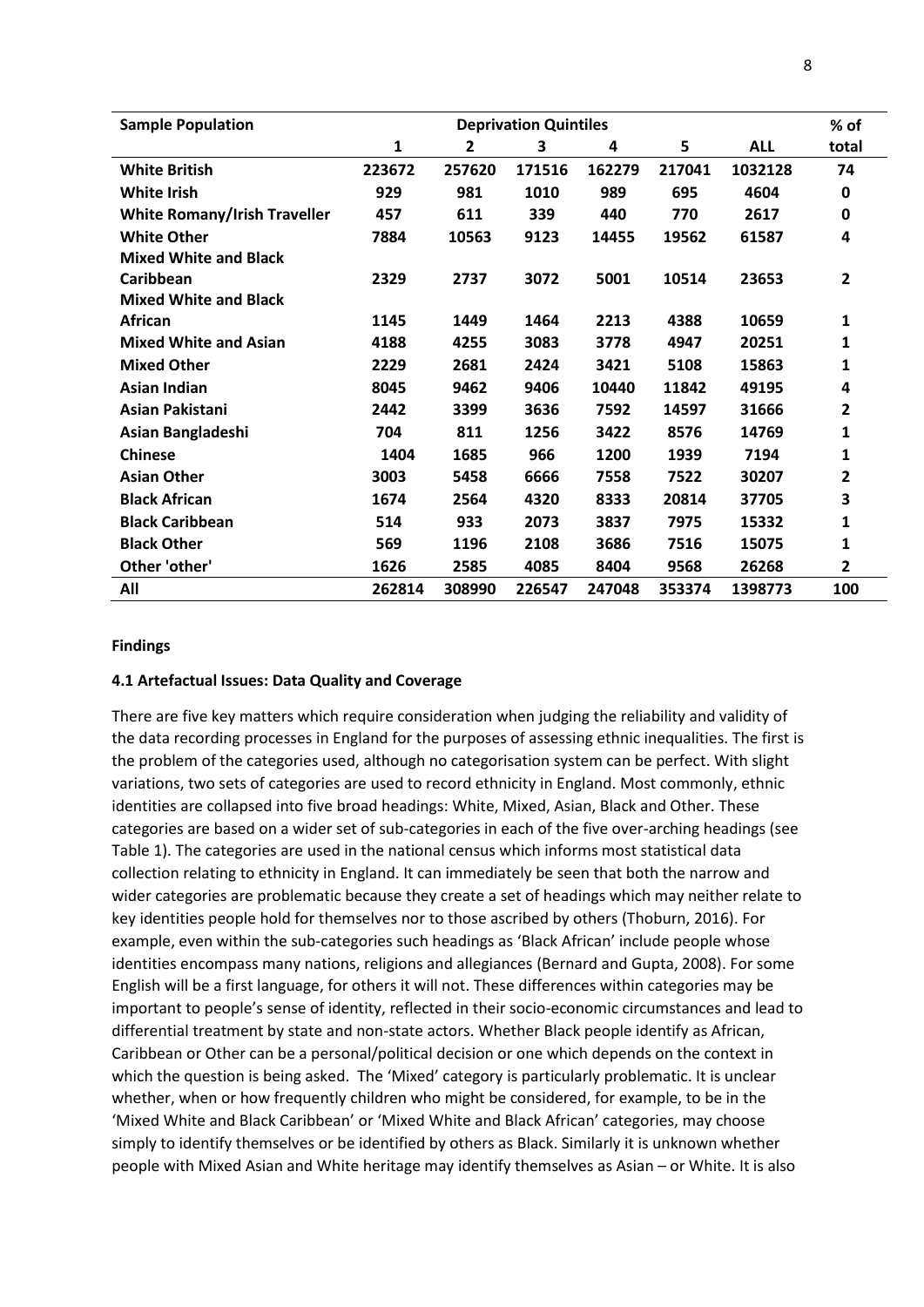| **Sample Population** | **Deprivation Quintiles** | | | | | | **% of** |
|---|---|---|---|---|---|---|---|
| | **1** | **2** | **3** | **4** | **5** | **ALL** | **total** |
| **White British** | **223672** | **257620** | **171516** | **162279** | **217041** | **1032128** | **74** |
| **White Irish** | **929** | **981** | **1010** | **989** | **695** | **4604** | **0** |
| **White Romany/Irish Traveller** | **457** | **611** | **339** | **440** | **770** | **2617** | **0** |
| **White Other** | **7884** | **10563** | **9123** | **14455** | **19562** | **61587** | **4** |
| **Mixed White and Black Caribbean** | **2329** | **2737** | **3072** | **5001** | **10514** | **23653** | **2** |
| **Mixed White and Black African** | **1145** | **1449** | **1464** | **2213** | **4388** | **10659** | **1** |
| **Mixed White and Asian** | **4188** | **4255** | **3083** | **3778** | **4947** | **20251** | **1** |
| **Mixed Other** | **2229** | **2681** | **2424** | **3421** | **5108** | **15863** | **1** |
| **Asian Indian** | **8045** | **9462** | **9406** | **10440** | **11842** | **49195** | **4** |
| **Asian Pakistani** | **2442** | **3399** | **3636** | **7592** | **14597** | **31666** | **2** |
| **Asian Bangladeshi** | **704** | **811** | **1256** | **3422** | **8576** | **14769** | **1** |
| **Chinese** | **1404** | **1685** | **966** | **1200** | **1939** | **7194** | **1** |
| **Asian Other** | **3003** | **5458** | **6666** | **7558** | **7522** | **30207** | **2** |
| **Black African** | **1674** | **2564** | **4320** | **8333** | **20814** | **37705** | **3** |
| **Black Caribbean** | **514** | **933** | **2073** | **3837** | **7975** | **15332** | **1** |
| **Black Other** | **569** | **1196** | **2108** | **3686** | **7516** | **15075** | **1** |
| **Other 'other'** | **1626** | **2585** | **4085** | **8404** | **9568** | **26268** | **2** |
| **All** | **262814** | **308990** | **226547** | **247048** | **353374** | **1398773** | **100** |

**Findings**

**4.1 Artefactual Issues: Data Quality and Coverage**

There are five key matters which require consideration when judging the reliability and validity of the data recording processes in England for the purposes of assessing ethnic inequalities. The first is the problem of the categories used, although no categorisation system can be perfect. With slight variations, two sets of categories are used to record ethnicity in England. Most commonly, ethnic identities are collapsed into five broad headings: White, Mixed, Asian, Black and Other. These categories are based on a wider set of sub-categories in each of the five over-arching headings (see Table 1). The categories are used in the national census which informs most statistical data collection relating to ethnicity in England. It can immediately be seen that both the narrow and wider categories are problematic because they create a set of headings which may neither relate to key identities people hold for themselves nor to those ascribed by others (Thoburn, 2016). For example, even within the sub-categories such headings as 'Black African' include people whose identities encompass many nations, religions and allegiances (Bernard and Gupta, 2008). For some English will be a first language, for others it will not. These differences within categories may be important to people's sense of identity, reflected in their socio-economic circumstances and lead to differential treatment by state and non-state actors. Whether Black people identify as African, Caribbean or Other can be a personal/political decision or one which depends on the context in which the question is being asked. The 'Mixed' category is particularly problematic. It is unclear whether, when or how frequently children who might be considered, for example, to be in the 'Mixed White and Black Caribbean' or 'Mixed White and Black African' categories, may choose simply to identify themselves or be identified by others as Black. Similarly it is unknown whether people with Mixed Asian and White heritage may identify themselves as Asian – or White. It is also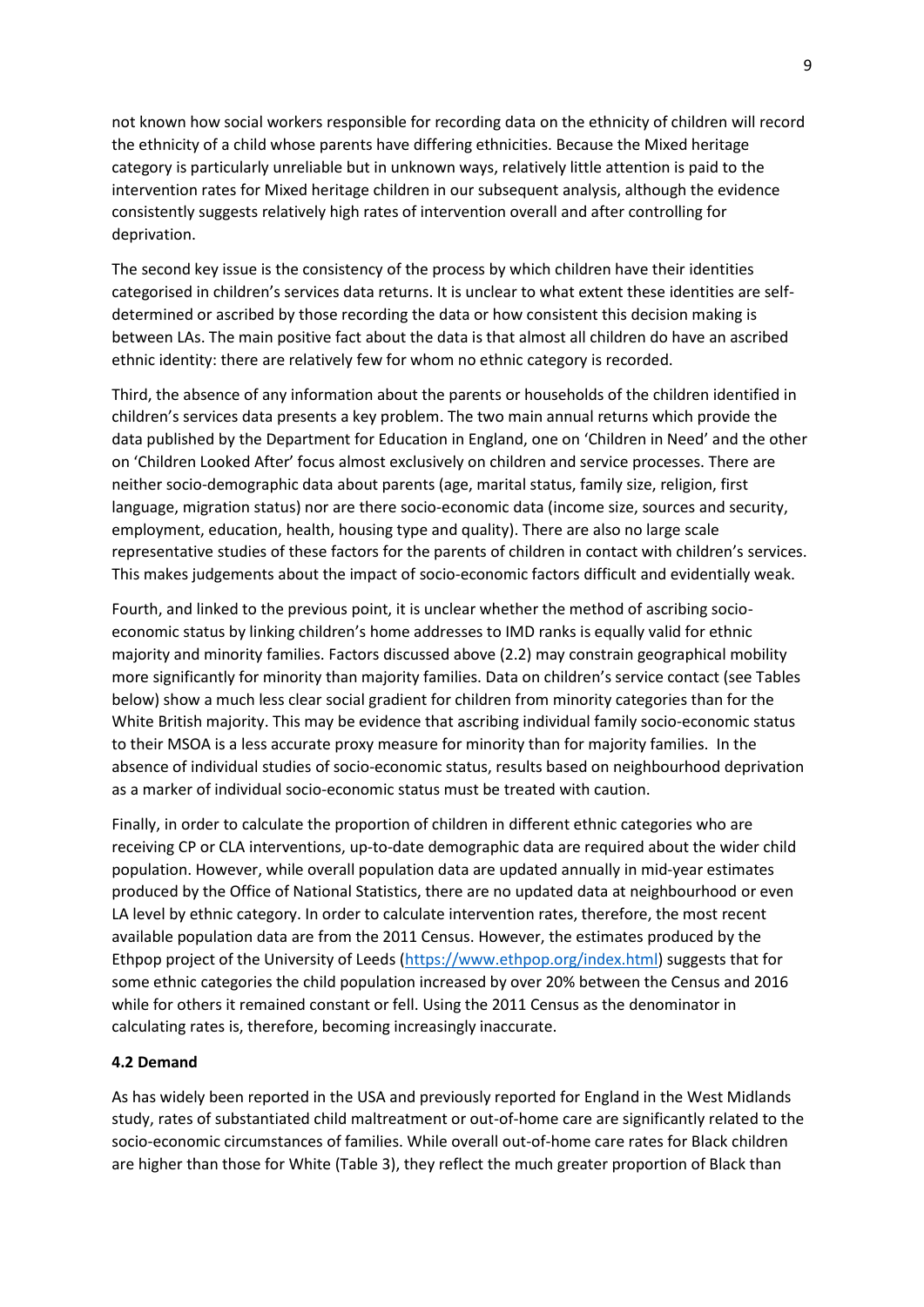not known how social workers responsible for recording data on the ethnicity of children will record the ethnicity of a child whose parents have differing ethnicities. Because the Mixed heritage category is particularly unreliable but in unknown ways, relatively little attention is paid to the intervention rates for Mixed heritage children in our subsequent analysis, although the evidence consistently suggests relatively high rates of intervention overall and after controlling for deprivation.

The second key issue is the consistency of the process by which children have their identities categorised in children's services data returns. It is unclear to what extent these identities are self-determined or ascribed by those recording the data or how consistent this decision making is between LAs. The main positive fact about the data is that almost all children do have an ascribed ethnic identity: there are relatively few for whom no ethnic category is recorded.

Third, the absence of any information about the parents or households of the children identified in children's services data presents a key problem. The two main annual returns which provide the data published by the Department for Education in England, one on 'Children in Need' and the other on 'Children Looked After' focus almost exclusively on children and service processes. There are neither socio-demographic data about parents (age, marital status, family size, religion, first language, migration status) nor are there socio-economic data (income size, sources and security, employment, education, health, housing type and quality). There are also no large scale representative studies of these factors for the parents of children in contact with children's services. This makes judgements about the impact of socio-economic factors difficult and evidentially weak.

Fourth, and linked to the previous point, it is unclear whether the method of ascribing socio-economic status by linking children's home addresses to IMD ranks is equally valid for ethnic majority and minority families. Factors discussed above (2.2) may constrain geographical mobility more significantly for minority than majority families. Data on children's service contact (see Tables below) show a much less clear social gradient for children from minority categories than for the White British majority. This may be evidence that ascribing individual family socio-economic status to their MSOA is a less accurate proxy measure for minority than for majority families. In the absence of individual studies of socio-economic status, results based on neighbourhood deprivation as a marker of individual socio-economic status must be treated with caution.

Finally, in order to calculate the proportion of children in different ethnic categories who are receiving CP or CLA interventions, up-to-date demographic data are required about the wider child population. However, while overall population data are updated annually in mid-year estimates produced by the Office of National Statistics, there are no updated data at neighbourhood or even LA level by ethnic category. In order to calculate intervention rates, therefore, the most recent available population data are from the 2011 Census. However, the estimates produced by the Ethpop project of the University of Leeds (https://www.ethpop.org/index.html) suggests that for some ethnic categories the child population increased by over 20% between the Census and 2016 while for others it remained constant or fell. Using the 2011 Census as the denominator in calculating rates is, therefore, becoming increasingly inaccurate.

### 4.2 Demand

As has widely been reported in the USA and previously reported for England in the West Midlands study, rates of substantiated child maltreatment or out-of-home care are significantly related to the socio-economic circumstances of families. While overall out-of-home care rates for Black children are higher than those for White (Table 3), they reflect the much greater proportion of Black than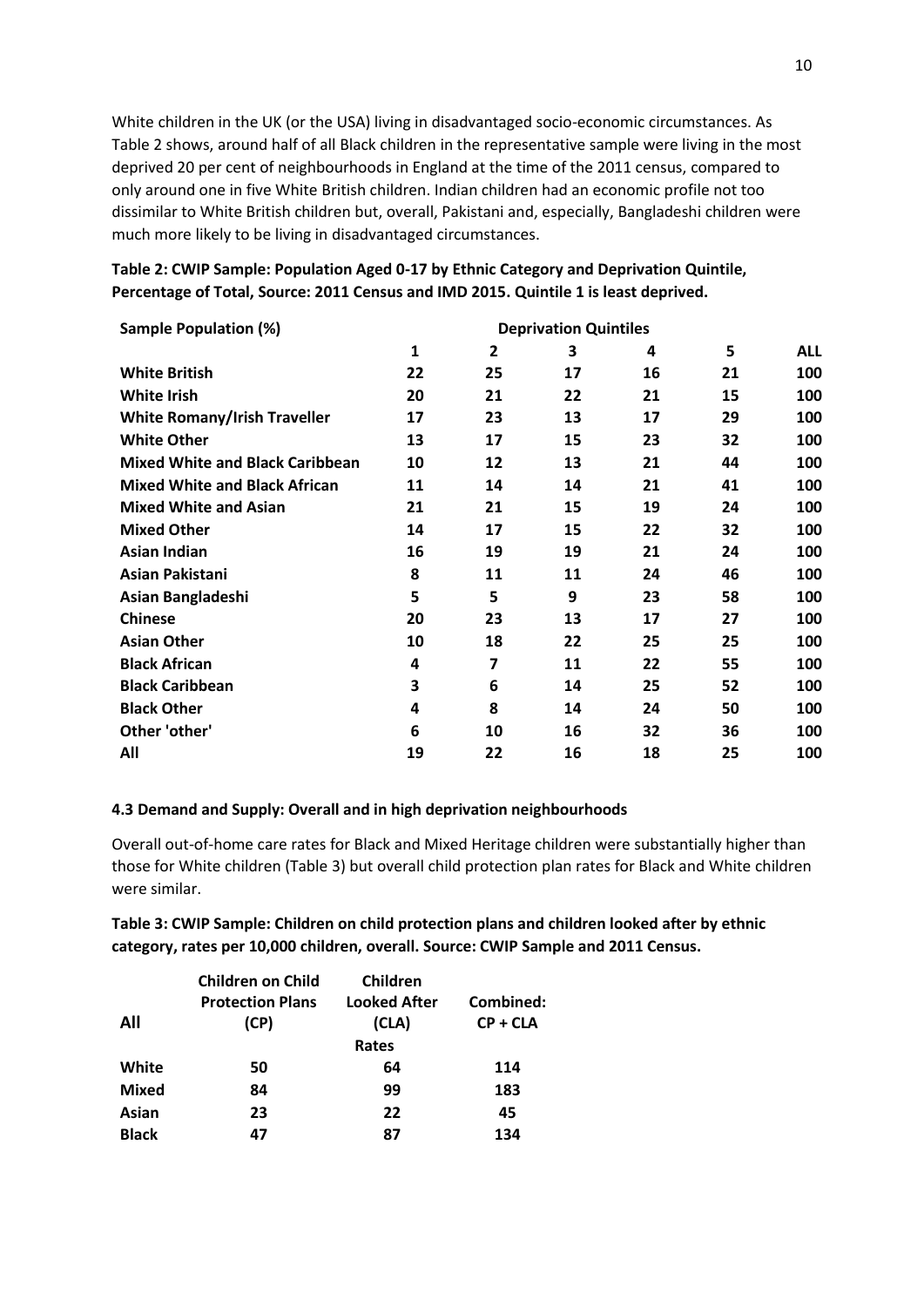White children in the UK (or the USA) living in disadvantaged socio-economic circumstances. As Table 2 shows, around half of all Black children in the representative sample were living in the most deprived 20 per cent of neighbourhoods in England at the time of the 2011 census, compared to only around one in five White British children. Indian children had an economic profile not too dissimilar to White British children but, overall, Pakistani and, especially, Bangladeshi children were much more likely to be living in disadvantaged circumstances.

**Table 2: CWIP Sample: Population Aged 0-17 by Ethnic Category and Deprivation Quintile, Percentage of Total, Source: 2011 Census and IMD 2015. Quintile 1 is least deprived.**

| Sample Population (%) | Deprivation Quintiles | | | | | |
|---|---|---|---|---|---|---|
| | 1 | 2 | 3 | 4 | 5 | ALL |
| **White British** | 22 | 25 | 17 | 16 | 21 | 100 |
| **White Irish** | 20 | 21 | 22 | 21 | 15 | 100 |
| **White Romany/Irish Traveller** | 17 | 23 | 13 | 17 | 29 | 100 |
| **White Other** | 13 | 17 | 15 | 23 | 32 | 100 |
| **Mixed White and Black Caribbean** | 10 | 12 | 13 | 21 | 44 | 100 |
| **Mixed White and Black African** | 11 | 14 | 14 | 21 | 41 | 100 |
| **Mixed White and Asian** | 21 | 21 | 15 | 19 | 24 | 100 |
| **Mixed Other** | 14 | 17 | 15 | 22 | 32 | 100 |
| **Asian Indian** | 16 | 19 | 19 | 21 | 24 | 100 |
| **Asian Pakistani** | 8 | 11 | 11 | 24 | 46 | 100 |
| **Asian Bangladeshi** | 5 | 5 | 9 | 23 | 58 | 100 |
| **Chinese** | 20 | 23 | 13 | 17 | 27 | 100 |
| **Asian Other** | 10 | 18 | 22 | 25 | 25 | 100 |
| **Black African** | 4 | 7 | 11 | 22 | 55 | 100 |
| **Black Caribbean** | 3 | 6 | 14 | 25 | 52 | 100 |
| **Black Other** | 4 | 8 | 14 | 24 | 50 | 100 |
| **Other 'other'** | 6 | 10 | 16 | 32 | 36 | 100 |
| **All** | 19 | 22 | 16 | 18 | 25 | 100 |

**4.3 Demand and Supply: Overall and in high deprivation neighbourhoods**

Overall out-of-home care rates for Black and Mixed Heritage children were substantially higher than those for White children (Table 3) but overall child protection plan rates for Black and White children were similar.

**Table 3: CWIP Sample: Children on child protection plans and children looked after by ethnic category, rates per 10,000 children, overall. Source: CWIP Sample and 2011 Census.**

| All | Children on Child Protection Plans (CP) | Children Looked After (CLA) | Combined: CP + CLA |
|---|---|---|---|
| | | Rates | |
| **White** | 50 | 64 | 114 |
| **Mixed** | 84 | 99 | 183 |
| **Asian** | 23 | 22 | 45 |
| **Black** | 47 | 87 | 134 |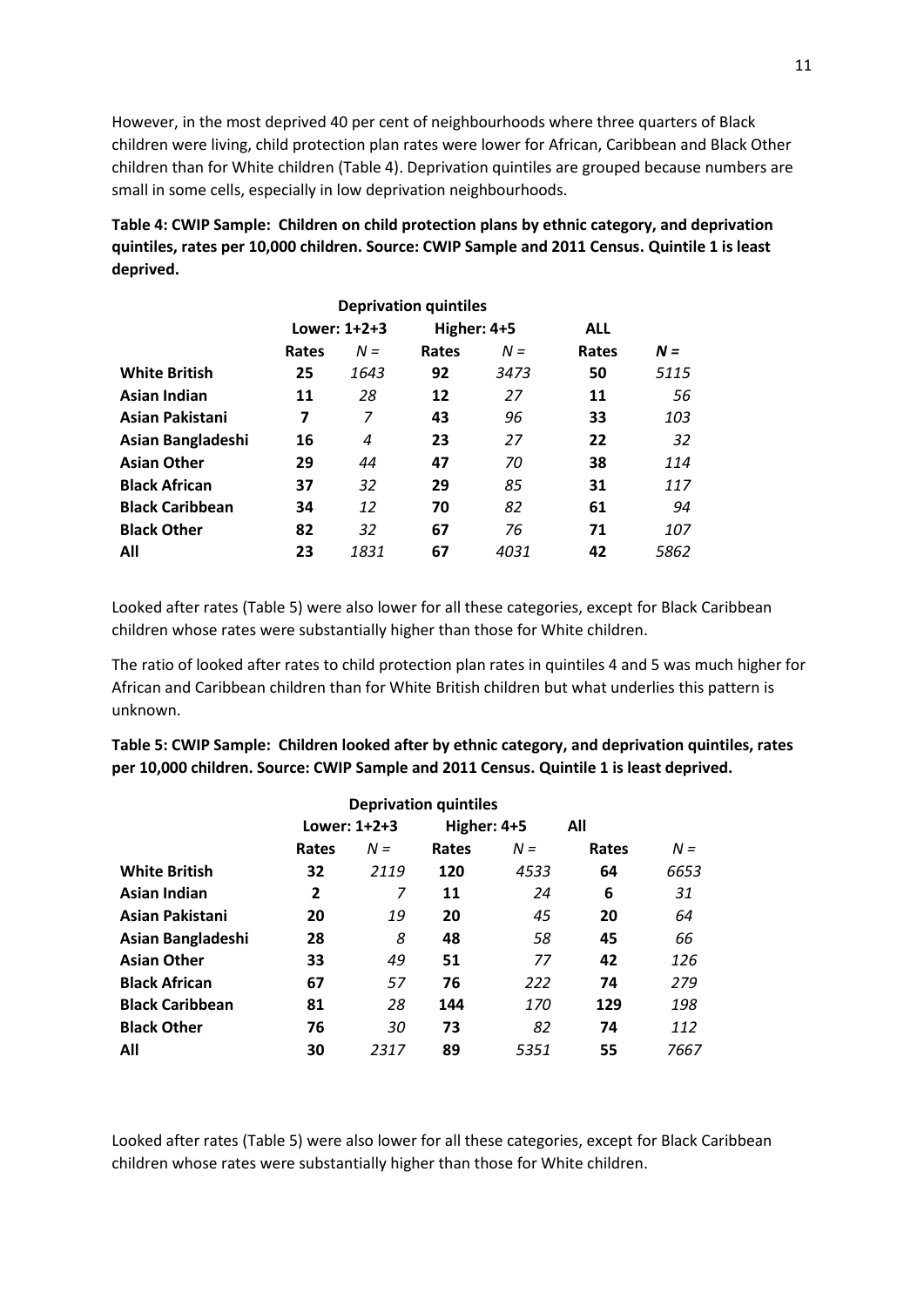However, in the most deprived 40 per cent of neighbourhoods where three quarters of Black children were living, child protection plan rates were lower for African, Caribbean and Black Other children than for White children (Table 4). Deprivation quintiles are grouped because numbers are small in some cells, especially in low deprivation neighbourhoods.

**Table 4: CWIP Sample: Children on child protection plans by ethnic category, and deprivation quintiles, rates per 10,000 children. Source: CWIP Sample and 2011 Census. Quintile 1 is least deprived.**

| | **Deprivation quintiles** | | | | | |
|---|---|---|---|---|---|---|
| | **Lower: 1+2+3** | | **Higher: 4+5** | | **ALL** | |
| | **Rates** | *N =* | **Rates** | *N =* | **Rates** | *N =* |
| **White British** | **25** | *1643* | **92** | *3473* | **50** | *5115* |
| **Asian Indian** | **11** | *28* | **12** | *27* | **11** | *56* |
| **Asian Pakistani** | **7** | *7* | **43** | *96* | **33** | *103* |
| **Asian Bangladeshi** | **16** | *4* | **23** | *27* | **22** | *32* |
| **Asian Other** | **29** | *44* | **47** | *70* | **38** | *114* |
| **Black African** | **37** | *32* | **29** | *85* | **31** | *117* |
| **Black Caribbean** | **34** | *12* | **70** | *82* | **61** | *94* |
| **Black Other** | **82** | *32* | **67** | *76* | **71** | *107* |
| **All** | **23** | *1831* | **67** | *4031* | **42** | *5862* |

Looked after rates (Table 5) were also lower for all these categories, except for Black Caribbean children whose rates were substantially higher than those for White children.

The ratio of looked after rates to child protection plan rates in quintiles 4 and 5 was much higher for African and Caribbean children than for White British children but what underlies this pattern is unknown.

**Table 5: CWIP Sample: Children looked after by ethnic category, and deprivation quintiles, rates per 10,000 children. Source: CWIP Sample and 2011 Census. Quintile 1 is least deprived.**

| | **Deprivation quintiles** | | | | | |
|---|---|---|---|---|---|---|
| | **Lower: 1+2+3** | | **Higher: 4+5** | | **All** | |
| | **Rates** | *N =* | **Rates** | *N =* | **Rates** | *N =* |
| **White British** | **32** | *2119* | **120** | *4533* | **64** | *6653* |
| **Asian Indian** | **2** | *7* | **11** | *24* | **6** | *31* |
| **Asian Pakistani** | **20** | *19* | **20** | *45* | **20** | *64* |
| **Asian Bangladeshi** | **28** | *8* | **48** | *58* | **45** | *66* |
| **Asian Other** | **33** | *49* | **51** | *77* | **42** | *126* |
| **Black African** | **67** | *57* | **76** | *222* | **74** | *279* |
| **Black Caribbean** | **81** | *28* | **144** | *170* | **129** | *198* |
| **Black Other** | **76** | *30* | **73** | *82* | **74** | *112* |
| **All** | **30** | *2317* | **89** | *5351* | **55** | *7667* |

Looked after rates (Table 5) were also lower for all these categories, except for Black Caribbean children whose rates were substantially higher than those for White children.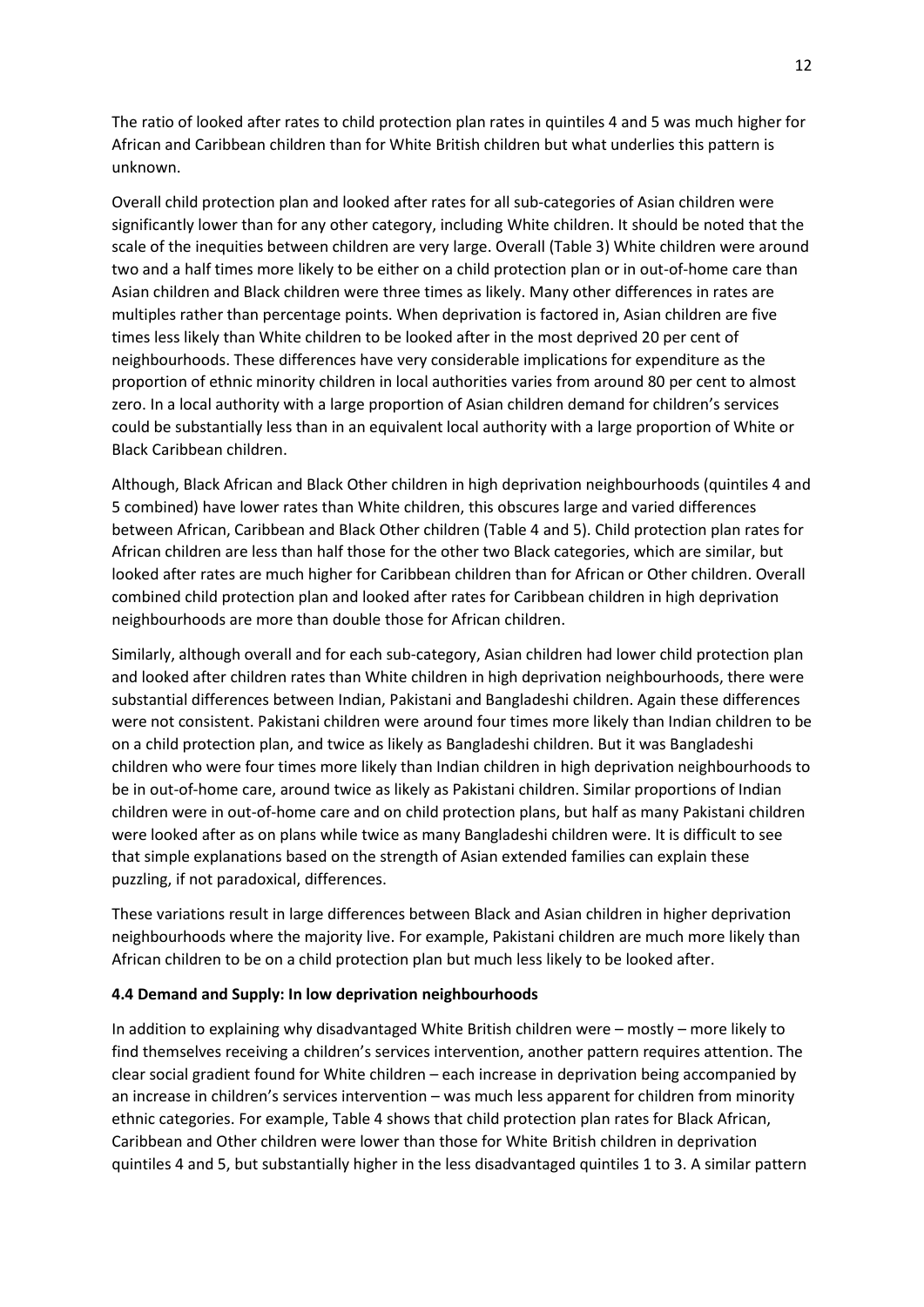The ratio of looked after rates to child protection plan rates in quintiles 4 and 5 was much higher for African and Caribbean children than for White British children but what underlies this pattern is unknown.

Overall child protection plan and looked after rates for all sub-categories of Asian children were significantly lower than for any other category, including White children. It should be noted that the scale of the inequities between children are very large. Overall (Table 3) White children were around two and a half times more likely to be either on a child protection plan or in out-of-home care than Asian children and Black children were three times as likely. Many other differences in rates are multiples rather than percentage points. When deprivation is factored in, Asian children are five times less likely than White children to be looked after in the most deprived 20 per cent of neighbourhoods. These differences have very considerable implications for expenditure as the proportion of ethnic minority children in local authorities varies from around 80 per cent to almost zero. In a local authority with a large proportion of Asian children demand for children's services could be substantially less than in an equivalent local authority with a large proportion of White or Black Caribbean children.

Although, Black African and Black Other children in high deprivation neighbourhoods (quintiles 4 and 5 combined) have lower rates than White children, this obscures large and varied differences between African, Caribbean and Black Other children (Table 4 and 5). Child protection plan rates for African children are less than half those for the other two Black categories, which are similar, but looked after rates are much higher for Caribbean children than for African or Other children. Overall combined child protection plan and looked after rates for Caribbean children in high deprivation neighbourhoods are more than double those for African children.

Similarly, although overall and for each sub-category, Asian children had lower child protection plan and looked after children rates than White children in high deprivation neighbourhoods, there were substantial differences between Indian, Pakistani and Bangladeshi children. Again these differences were not consistent. Pakistani children were around four times more likely than Indian children to be on a child protection plan, and twice as likely as Bangladeshi children. But it was Bangladeshi children who were four times more likely than Indian children in high deprivation neighbourhoods to be in out-of-home care, around twice as likely as Pakistani children. Similar proportions of Indian children were in out-of-home care and on child protection plans, but half as many Pakistani children were looked after as on plans while twice as many Bangladeshi children were. It is difficult to see that simple explanations based on the strength of Asian extended families can explain these puzzling, if not paradoxical, differences.

These variations result in large differences between Black and Asian children in higher deprivation neighbourhoods where the majority live. For example, Pakistani children are much more likely than African children to be on a child protection plan but much less likely to be looked after.

### 4.4 Demand and Supply: In low deprivation neighbourhoods

In addition to explaining why disadvantaged White British children were – mostly – more likely to find themselves receiving a children's services intervention, another pattern requires attention. The clear social gradient found for White children – each increase in deprivation being accompanied by an increase in children's services intervention – was much less apparent for children from minority ethnic categories. For example, Table 4 shows that child protection plan rates for Black African, Caribbean and Other children were lower than those for White British children in deprivation quintiles 4 and 5, but substantially higher in the less disadvantaged quintiles 1 to 3. A similar pattern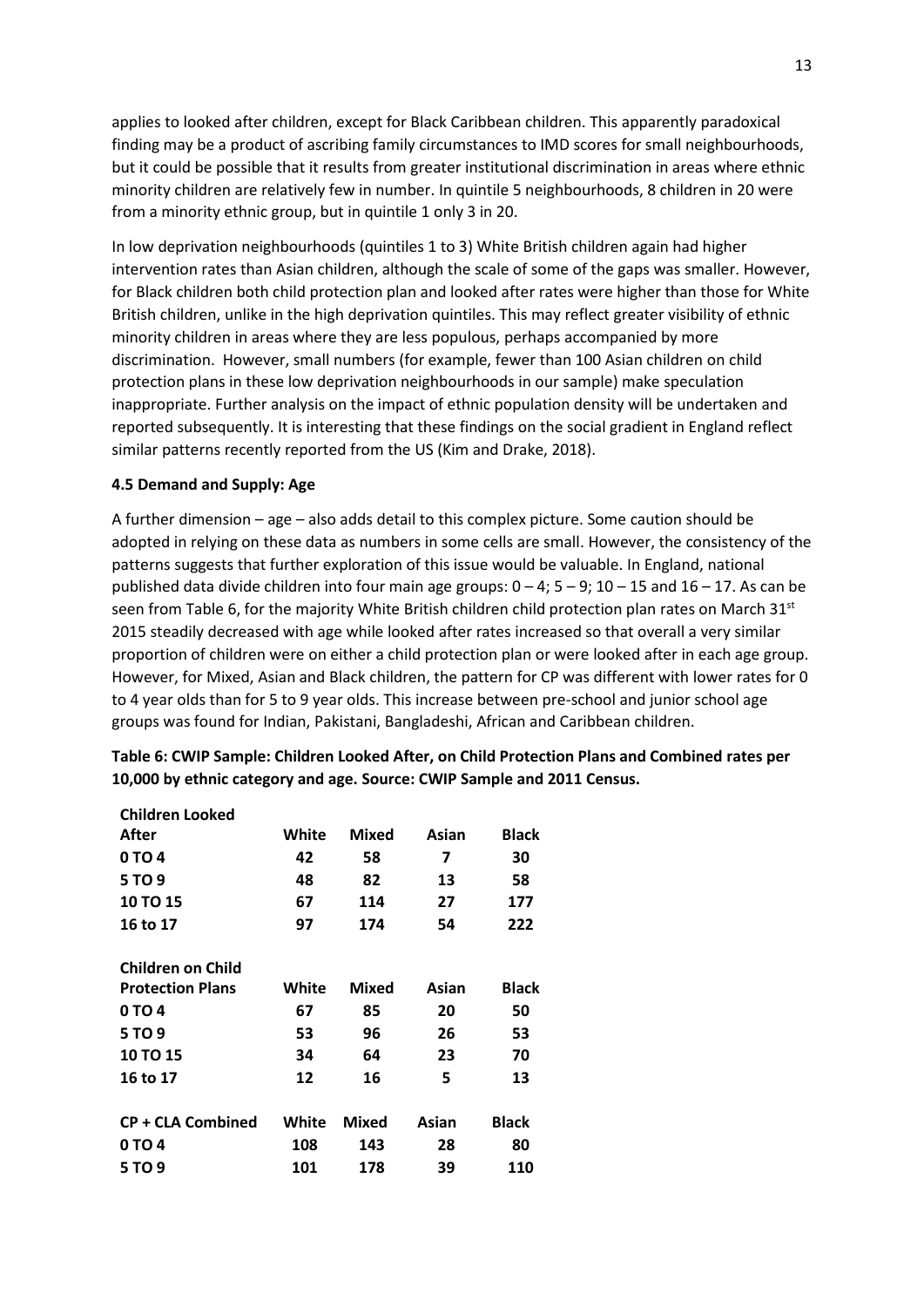applies to looked after children, except for Black Caribbean children. This apparently paradoxical finding may be a product of ascribing family circumstances to IMD scores for small neighbourhoods, but it could be possible that it results from greater institutional discrimination in areas where ethnic minority children are relatively few in number. In quintile 5 neighbourhoods, 8 children in 20 were from a minority ethnic group, but in quintile 1 only 3 in 20.

In low deprivation neighbourhoods (quintiles 1 to 3) White British children again had higher intervention rates than Asian children, although the scale of some of the gaps was smaller. However, for Black children both child protection plan and looked after rates were higher than those for White British children, unlike in the high deprivation quintiles. This may reflect greater visibility of ethnic minority children in areas where they are less populous, perhaps accompanied by more discrimination. However, small numbers (for example, fewer than 100 Asian children on child protection plans in these low deprivation neighbourhoods in our sample) make speculation inappropriate. Further analysis on the impact of ethnic population density will be undertaken and reported subsequently. It is interesting that these findings on the social gradient in England reflect similar patterns recently reported from the US (Kim and Drake, 2018).

### 4.5 Demand and Supply: Age

A further dimension – age – also adds detail to this complex picture. Some caution should be adopted in relying on these data as numbers in some cells are small. However, the consistency of the patterns suggests that further exploration of this issue would be valuable. In England, national published data divide children into four main age groups: 0 – 4; 5 – 9; 10 – 15 and 16 – 17. As can be seen from Table 6, for the majority White British children child protection plan rates on March 31st 2015 steadily decreased with age while looked after rates increased so that overall a very similar proportion of children were on either a child protection plan or were looked after in each age group. However, for Mixed, Asian and Black children, the pattern for CP was different with lower rates for 0 to 4 year olds than for 5 to 9 year olds. This increase between pre-school and junior school age groups was found for Indian, Pakistani, Bangladeshi, African and Caribbean children.

**Table 6: CWIP Sample: Children Looked After, on Child Protection Plans and Combined rates per 10,000 by ethnic category and age. Source: CWIP Sample and 2011 Census.**

| **Children Looked After** | **White** | **Mixed** | **Asian** | **Black** |
|---|---|---|---|---|
| **0 TO 4** | **42** | **58** | **7** | **30** |
| **5 TO 9** | **48** | **82** | **13** | **58** |
| **10 TO 15** | **67** | **114** | **27** | **177** |
| **16 to 17** | **97** | **174** | **54** | **222** |

| **Children on Child Protection Plans** | **White** | **Mixed** | **Asian** | **Black** |
|---|---|---|---|---|
| **0 TO 4** | **67** | **85** | **20** | **50** |
| **5 TO 9** | **53** | **96** | **26** | **53** |
| **10 TO 15** | **34** | **64** | **23** | **70** |
| **16 to 17** | **12** | **16** | **5** | **13** |

| **CP + CLA Combined** | **White** | **Mixed** | **Asian** | **Black** |
|---|---|---|---|---|
| **0 TO 4** | **108** | **143** | **28** | **80** |
| **5 TO 9** | **101** | **178** | **39** | **110** |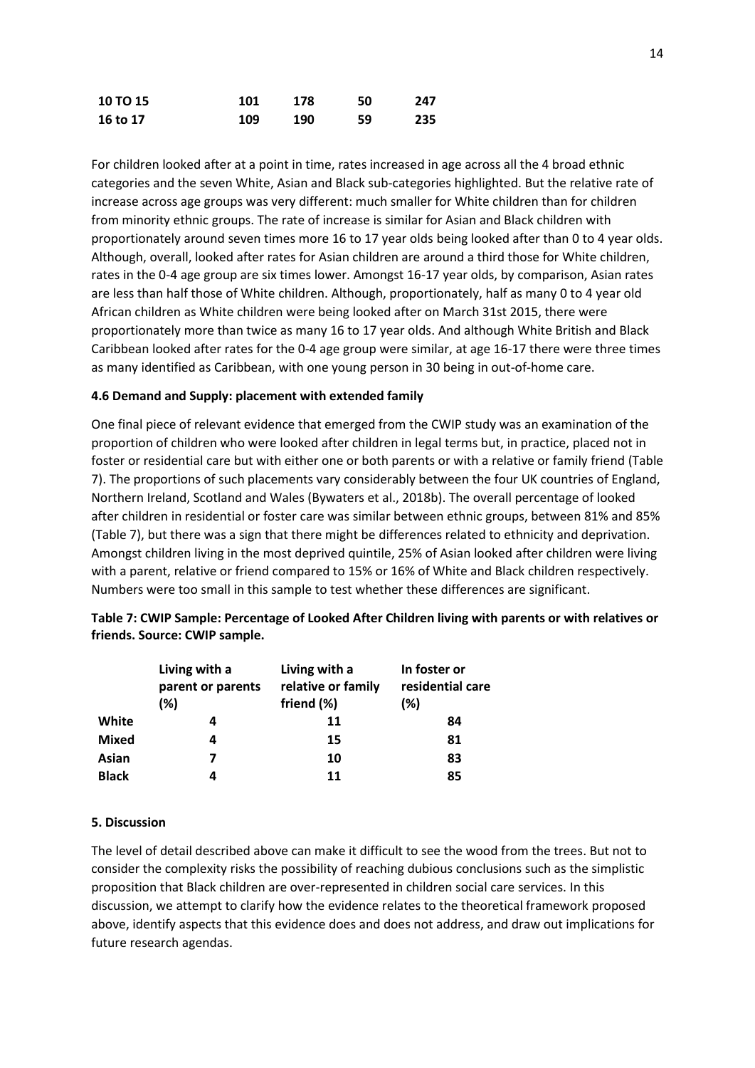| | | | | |
|---|---|---|---|---|
| **10 TO 15** | **101** | **178** | **50** | **247** |
| **16 to 17** | **109** | **190** | **59** | **235** |

For children looked after at a point in time, rates increased in age across all the 4 broad ethnic categories and the seven White, Asian and Black sub-categories highlighted. But the relative rate of increase across age groups was very different: much smaller for White children than for children from minority ethnic groups. The rate of increase is similar for Asian and Black children with proportionately around seven times more 16 to 17 year olds being looked after than 0 to 4 year olds. Although, overall, looked after rates for Asian children are around a third those for White children, rates in the 0-4 age group are six times lower. Amongst 16-17 year olds, by comparison, Asian rates are less than half those of White children. Although, proportionately, half as many 0 to 4 year old African children as White children were being looked after on March 31st 2015, there were proportionately more than twice as many 16 to 17 year olds. And although White British and Black Caribbean looked after rates for the 0-4 age group were similar, at age 16-17 there were three times as many identified as Caribbean, with one young person in 30 being in out-of-home care.

**4.6 Demand and Supply: placement with extended family**

One final piece of relevant evidence that emerged from the CWIP study was an examination of the proportion of children who were looked after children in legal terms but, in practice, placed not in foster or residential care but with either one or both parents or with a relative or family friend (Table 7). The proportions of such placements vary considerably between the four UK countries of England, Northern Ireland, Scotland and Wales (Bywaters et al., 2018b). The overall percentage of looked after children in residential or foster care was similar between ethnic groups, between 81% and 85% (Table 7), but there was a sign that there might be differences related to ethnicity and deprivation. Amongst children living in the most deprived quintile, 25% of Asian looked after children were living with a parent, relative or friend compared to 15% or 16% of White and Black children respectively. Numbers were too small in this sample to test whether these differences are significant.

**Table 7: CWIP Sample: Percentage of Looked After Children living with parents or with relatives or friends. Source: CWIP sample.**

| | Living with a parent or parents (%) | Living with a relative or family friend (%) | In foster or residential care (%) |
|---|---|---|---|
| **White** | 4 | 11 | 84 |
| **Mixed** | 4 | 15 | 81 |
| **Asian** | 7 | 10 | 83 |
| **Black** | 4 | 11 | 85 |

**5. Discussion**

The level of detail described above can make it difficult to see the wood from the trees. But not to consider the complexity risks the possibility of reaching dubious conclusions such as the simplistic proposition that Black children are over-represented in children social care services. In this discussion, we attempt to clarify how the evidence relates to the theoretical framework proposed above, identify aspects that this evidence does and does not address, and draw out implications for future research agendas.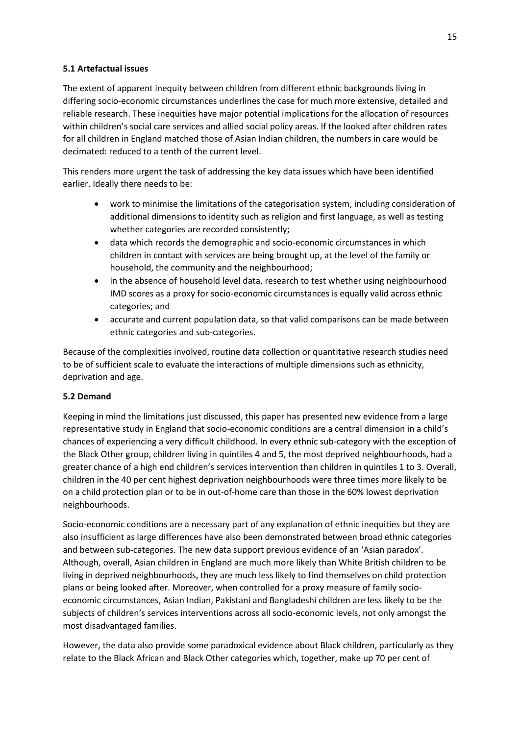### 5.1 Artefactual issues

The extent of apparent inequity between children from different ethnic backgrounds living in differing socio-economic circumstances underlines the case for much more extensive, detailed and reliable research. These inequities have major potential implications for the allocation of resources within children's social care services and allied social policy areas. If the looked after children rates for all children in England matched those of Asian Indian children, the numbers in care would be decimated: reduced to a tenth of the current level.

This renders more urgent the task of addressing the key data issues which have been identified earlier. Ideally there needs to be:

- work to minimise the limitations of the categorisation system, including consideration of additional dimensions to identity such as religion and first language, as well as testing whether categories are recorded consistently;
- data which records the demographic and socio-economic circumstances in which children in contact with services are being brought up, at the level of the family or household, the community and the neighbourhood;
- in the absence of household level data, research to test whether using neighbourhood IMD scores as a proxy for socio-economic circumstances is equally valid across ethnic categories; and
- accurate and current population data, so that valid comparisons can be made between ethnic categories and sub-categories.

Because of the complexities involved, routine data collection or quantitative research studies need to be of sufficient scale to evaluate the interactions of multiple dimensions such as ethnicity, deprivation and age.

### 5.2 Demand

Keeping in mind the limitations just discussed, this paper has presented new evidence from a large representative study in England that socio-economic conditions are a central dimension in a child's chances of experiencing a very difficult childhood. In every ethnic sub-category with the exception of the Black Other group, children living in quintiles 4 and 5, the most deprived neighbourhoods, had a greater chance of a high end children's services intervention than children in quintiles 1 to 3. Overall, children in the 40 per cent highest deprivation neighbourhoods were three times more likely to be on a child protection plan or to be in out-of-home care than those in the 60% lowest deprivation neighbourhoods.

Socio-economic conditions are a necessary part of any explanation of ethnic inequities but they are also insufficient as large differences have also been demonstrated between broad ethnic categories and between sub-categories. The new data support previous evidence of an 'Asian paradox'. Although, overall, Asian children in England are much more likely than White British children to be living in deprived neighbourhoods, they are much less likely to find themselves on child protection plans or being looked after. Moreover, when controlled for a proxy measure of family socio-economic circumstances, Asian Indian, Pakistani and Bangladeshi children are less likely to be the subjects of children's services interventions across all socio-economic levels, not only amongst the most disadvantaged families.

However, the data also provide some paradoxical evidence about Black children, particularly as they relate to the Black African and Black Other categories which, together, make up 70 per cent of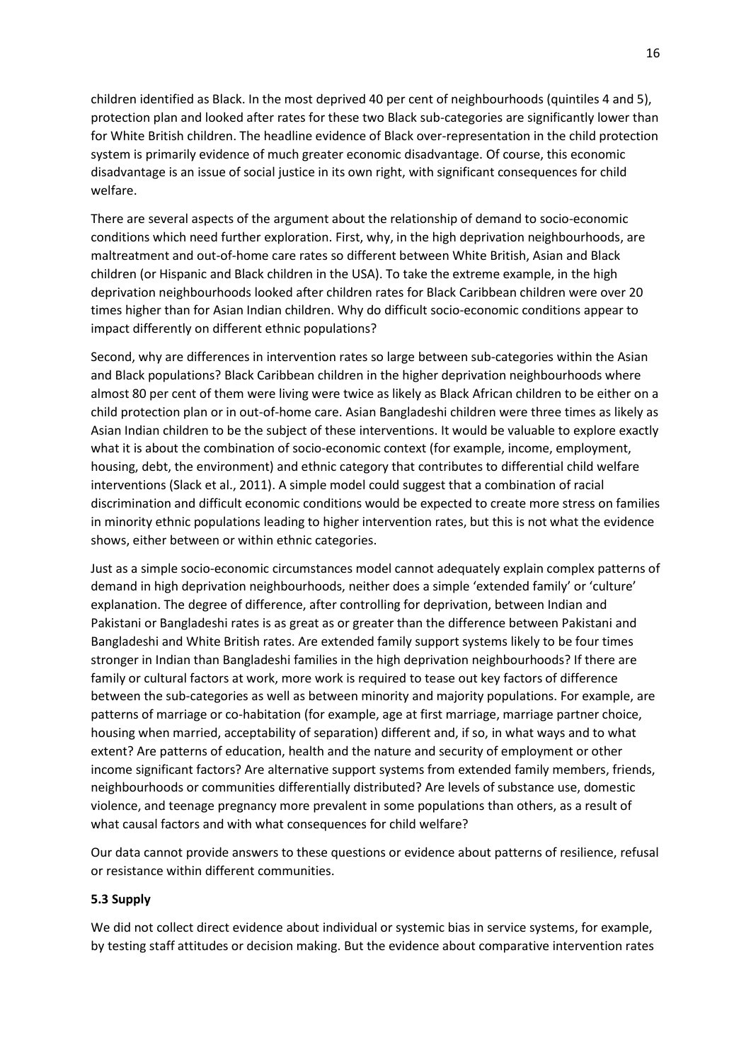children identified as Black. In the most deprived 40 per cent of neighbourhoods (quintiles 4 and 5), protection plan and looked after rates for these two Black sub-categories are significantly lower than for White British children. The headline evidence of Black over-representation in the child protection system is primarily evidence of much greater economic disadvantage. Of course, this economic disadvantage is an issue of social justice in its own right, with significant consequences for child welfare.

There are several aspects of the argument about the relationship of demand to socio-economic conditions which need further exploration. First, why, in the high deprivation neighbourhoods, are maltreatment and out-of-home care rates so different between White British, Asian and Black children (or Hispanic and Black children in the USA). To take the extreme example, in the high deprivation neighbourhoods looked after children rates for Black Caribbean children were over 20 times higher than for Asian Indian children. Why do difficult socio-economic conditions appear to impact differently on different ethnic populations?

Second, why are differences in intervention rates so large between sub-categories within the Asian and Black populations? Black Caribbean children in the higher deprivation neighbourhoods where almost 80 per cent of them were living were twice as likely as Black African children to be either on a child protection plan or in out-of-home care. Asian Bangladeshi children were three times as likely as Asian Indian children to be the subject of these interventions. It would be valuable to explore exactly what it is about the combination of socio-economic context (for example, income, employment, housing, debt, the environment) and ethnic category that contributes to differential child welfare interventions (Slack et al., 2011). A simple model could suggest that a combination of racial discrimination and difficult economic conditions would be expected to create more stress on families in minority ethnic populations leading to higher intervention rates, but this is not what the evidence shows, either between or within ethnic categories.

Just as a simple socio-economic circumstances model cannot adequately explain complex patterns of demand in high deprivation neighbourhoods, neither does a simple 'extended family' or 'culture' explanation. The degree of difference, after controlling for deprivation, between Indian and Pakistani or Bangladeshi rates is as great as or greater than the difference between Pakistani and Bangladeshi and White British rates. Are extended family support systems likely to be four times stronger in Indian than Bangladeshi families in the high deprivation neighbourhoods? If there are family or cultural factors at work, more work is required to tease out key factors of difference between the sub-categories as well as between minority and majority populations. For example, are patterns of marriage or co-habitation (for example, age at first marriage, marriage partner choice, housing when married, acceptability of separation) different and, if so, in what ways and to what extent? Are patterns of education, health and the nature and security of employment or other income significant factors? Are alternative support systems from extended family members, friends, neighbourhoods or communities differentially distributed? Are levels of substance use, domestic violence, and teenage pregnancy more prevalent in some populations than others, as a result of what causal factors and with what consequences for child welfare?

Our data cannot provide answers to these questions or evidence about patterns of resilience, refusal or resistance within different communities.

### 5.3 Supply

We did not collect direct evidence about individual or systemic bias in service systems, for example, by testing staff attitudes or decision making. But the evidence about comparative intervention rates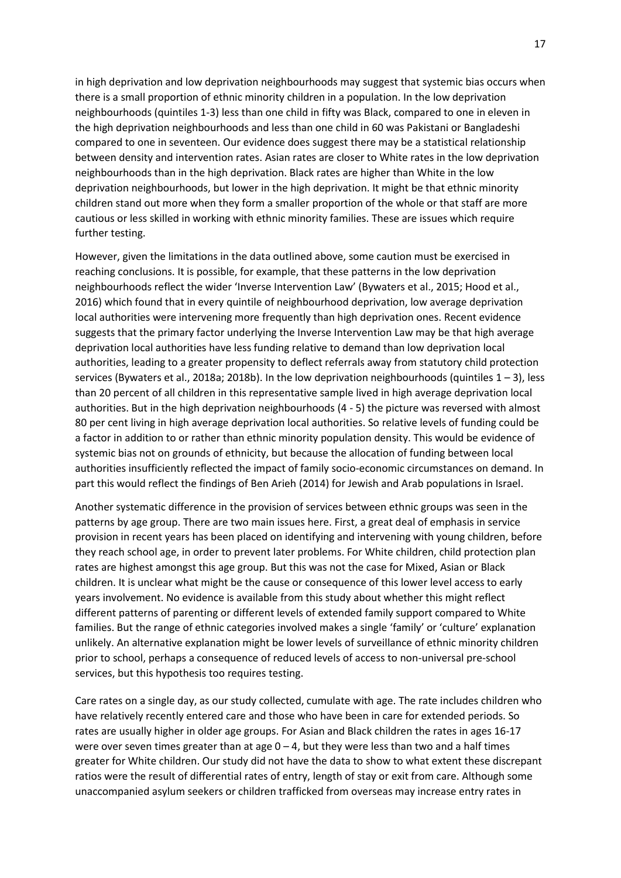in high deprivation and low deprivation neighbourhoods may suggest that systemic bias occurs when there is a small proportion of ethnic minority children in a population. In the low deprivation neighbourhoods (quintiles 1-3) less than one child in fifty was Black, compared to one in eleven in the high deprivation neighbourhoods and less than one child in 60 was Pakistani or Bangladeshi compared to one in seventeen. Our evidence does suggest there may be a statistical relationship between density and intervention rates. Asian rates are closer to White rates in the low deprivation neighbourhoods than in the high deprivation. Black rates are higher than White in the low deprivation neighbourhoods, but lower in the high deprivation. It might be that ethnic minority children stand out more when they form a smaller proportion of the whole or that staff are more cautious or less skilled in working with ethnic minority families. These are issues which require further testing.

However, given the limitations in the data outlined above, some caution must be exercised in reaching conclusions. It is possible, for example, that these patterns in the low deprivation neighbourhoods reflect the wider 'Inverse Intervention Law' (Bywaters et al., 2015; Hood et al., 2016) which found that in every quintile of neighbourhood deprivation, low average deprivation local authorities were intervening more frequently than high deprivation ones. Recent evidence suggests that the primary factor underlying the Inverse Intervention Law may be that high average deprivation local authorities have less funding relative to demand than low deprivation local authorities, leading to a greater propensity to deflect referrals away from statutory child protection services (Bywaters et al., 2018a; 2018b). In the low deprivation neighbourhoods (quintiles 1 – 3), less than 20 percent of all children in this representative sample lived in high average deprivation local authorities. But in the high deprivation neighbourhoods (4 - 5) the picture was reversed with almost 80 per cent living in high average deprivation local authorities. So relative levels of funding could be a factor in addition to or rather than ethnic minority population density. This would be evidence of systemic bias not on grounds of ethnicity, but because the allocation of funding between local authorities insufficiently reflected the impact of family socio-economic circumstances on demand. In part this would reflect the findings of Ben Arieh (2014) for Jewish and Arab populations in Israel.

Another systematic difference in the provision of services between ethnic groups was seen in the patterns by age group. There are two main issues here. First, a great deal of emphasis in service provision in recent years has been placed on identifying and intervening with young children, before they reach school age, in order to prevent later problems. For White children, child protection plan rates are highest amongst this age group. But this was not the case for Mixed, Asian or Black children. It is unclear what might be the cause or consequence of this lower level access to early years involvement. No evidence is available from this study about whether this might reflect different patterns of parenting or different levels of extended family support compared to White families. But the range of ethnic categories involved makes a single 'family' or 'culture' explanation unlikely. An alternative explanation might be lower levels of surveillance of ethnic minority children prior to school, perhaps a consequence of reduced levels of access to non-universal pre-school services, but this hypothesis too requires testing.

Care rates on a single day, as our study collected, cumulate with age. The rate includes children who have relatively recently entered care and those who have been in care for extended periods. So rates are usually higher in older age groups. For Asian and Black children the rates in ages 16-17 were over seven times greater than at age 0 – 4, but they were less than two and a half times greater for White children. Our study did not have the data to show to what extent these discrepant ratios were the result of differential rates of entry, length of stay or exit from care. Although some unaccompanied asylum seekers or children trafficked from overseas may increase entry rates in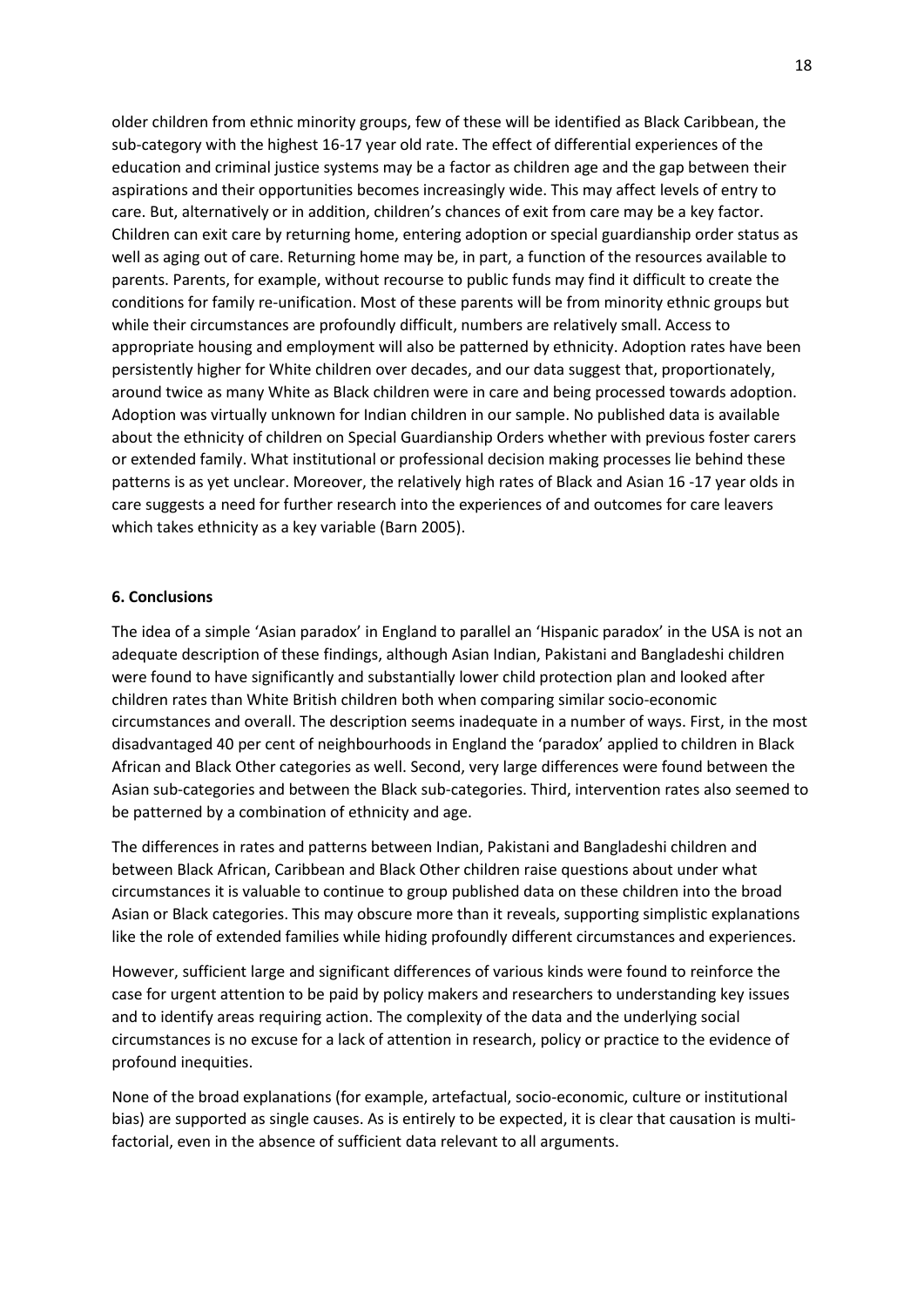older children from ethnic minority groups, few of these will be identified as Black Caribbean, the sub-category with the highest 16-17 year old rate. The effect of differential experiences of the education and criminal justice systems may be a factor as children age and the gap between their aspirations and their opportunities becomes increasingly wide. This may affect levels of entry to care. But, alternatively or in addition, children's chances of exit from care may be a key factor. Children can exit care by returning home, entering adoption or special guardianship order status as well as aging out of care. Returning home may be, in part, a function of the resources available to parents. Parents, for example, without recourse to public funds may find it difficult to create the conditions for family re-unification. Most of these parents will be from minority ethnic groups but while their circumstances are profoundly difficult, numbers are relatively small. Access to appropriate housing and employment will also be patterned by ethnicity. Adoption rates have been persistently higher for White children over decades, and our data suggest that, proportionately, around twice as many White as Black children were in care and being processed towards adoption. Adoption was virtually unknown for Indian children in our sample. No published data is available about the ethnicity of children on Special Guardianship Orders whether with previous foster carers or extended family. What institutional or professional decision making processes lie behind these patterns is as yet unclear. Moreover, the relatively high rates of Black and Asian 16 -17 year olds in care suggests a need for further research into the experiences of and outcomes for care leavers which takes ethnicity as a key variable (Barn 2005).

## 6. Conclusions

The idea of a simple 'Asian paradox' in England to parallel an 'Hispanic paradox' in the USA is not an adequate description of these findings, although Asian Indian, Pakistani and Bangladeshi children were found to have significantly and substantially lower child protection plan and looked after children rates than White British children both when comparing similar socio-economic circumstances and overall. The description seems inadequate in a number of ways. First, in the most disadvantaged 40 per cent of neighbourhoods in England the 'paradox' applied to children in Black African and Black Other categories as well. Second, very large differences were found between the Asian sub-categories and between the Black sub-categories. Third, intervention rates also seemed to be patterned by a combination of ethnicity and age.

The differences in rates and patterns between Indian, Pakistani and Bangladeshi children and between Black African, Caribbean and Black Other children raise questions about under what circumstances it is valuable to continue to group published data on these children into the broad Asian or Black categories. This may obscure more than it reveals, supporting simplistic explanations like the role of extended families while hiding profoundly different circumstances and experiences.

However, sufficient large and significant differences of various kinds were found to reinforce the case for urgent attention to be paid by policy makers and researchers to understanding key issues and to identify areas requiring action. The complexity of the data and the underlying social circumstances is no excuse for a lack of attention in research, policy or practice to the evidence of profound inequities.

None of the broad explanations (for example, artefactual, socio-economic, culture or institutional bias) are supported as single causes. As is entirely to be expected, it is clear that causation is multi-factorial, even in the absence of sufficient data relevant to all arguments.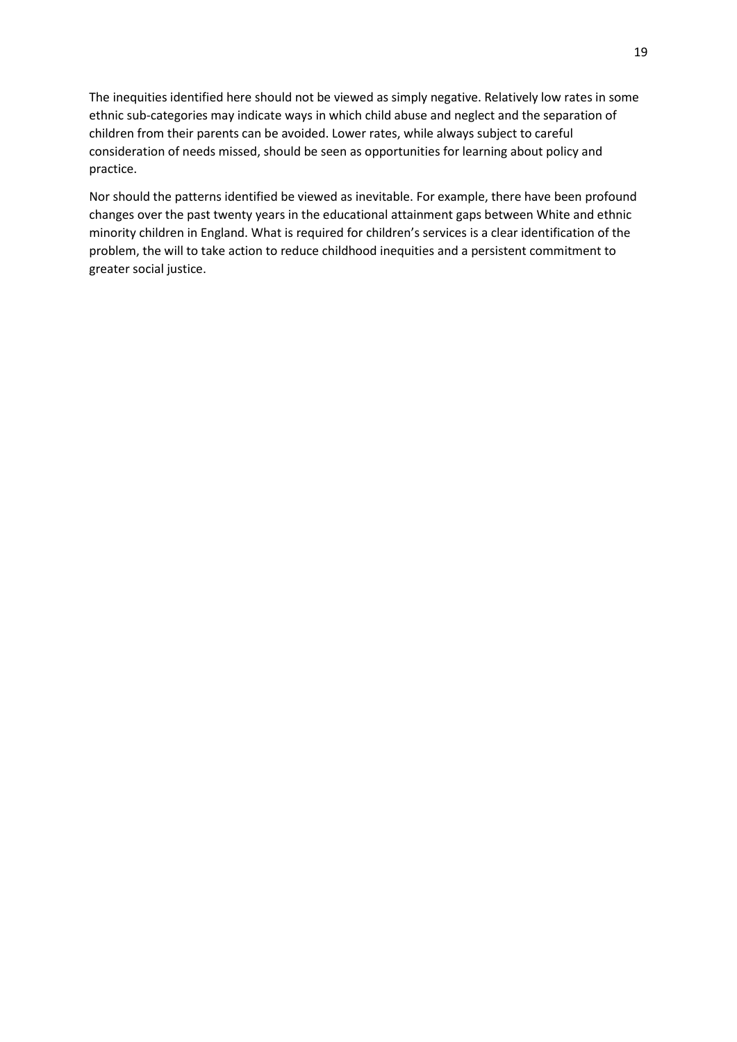The inequities identified here should not be viewed as simply negative. Relatively low rates in some ethnic sub-categories may indicate ways in which child abuse and neglect and the separation of children from their parents can be avoided. Lower rates, while always subject to careful consideration of needs missed, should be seen as opportunities for learning about policy and practice.

Nor should the patterns identified be viewed as inevitable. For example, there have been profound changes over the past twenty years in the educational attainment gaps between White and ethnic minority children in England. What is required for children's services is a clear identification of the problem, the will to take action to reduce childhood inequities and a persistent commitment to greater social justice.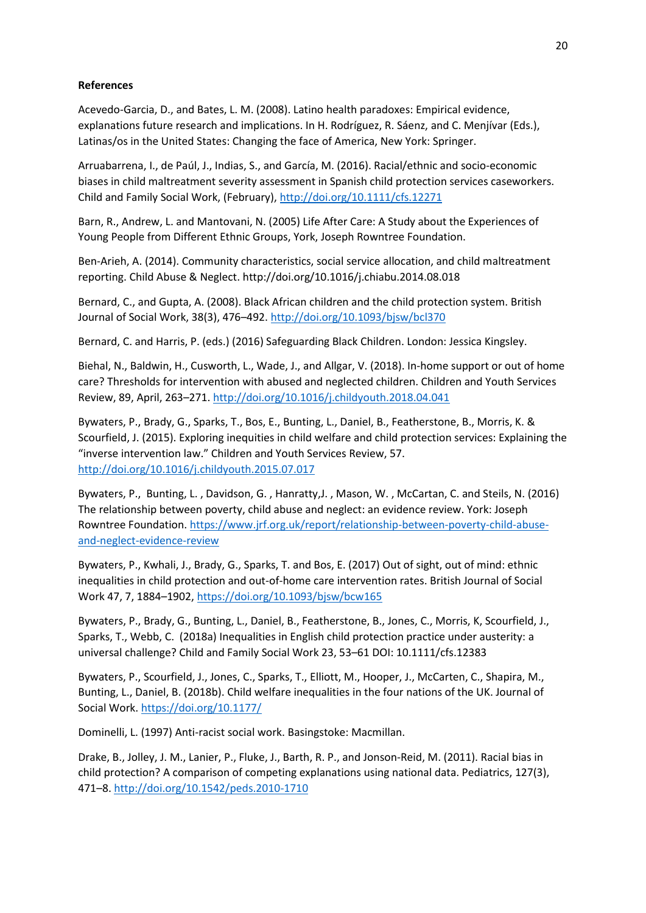**References**

Acevedo-Garcia, D., and Bates, L. M. (2008). Latino health paradoxes: Empirical evidence, explanations future research and implications. In H. Rodríguez, R. Sáenz, and C. Menjívar (Eds.), Latinas/os in the United States: Changing the face of America, New York: Springer.

Arruabarrena, I., de Paúl, J., Indias, S., and García, M. (2016). Racial/ethnic and socio-economic biases in child maltreatment severity assessment in Spanish child protection services caseworkers. Child and Family Social Work, (February), http://doi.org/10.1111/cfs.12271

Barn, R., Andrew, L. and Mantovani, N. (2005) Life After Care: A Study about the Experiences of Young People from Different Ethnic Groups, York, Joseph Rowntree Foundation.

Ben-Arieh, A. (2014). Community characteristics, social service allocation, and child maltreatment reporting. Child Abuse & Neglect. http://doi.org/10.1016/j.chiabu.2014.08.018

Bernard, C., and Gupta, A. (2008). Black African children and the child protection system. British Journal of Social Work, 38(3), 476–492. http://doi.org/10.1093/bjsw/bcl370

Bernard, C. and Harris, P. (eds.) (2016) Safeguarding Black Children. London: Jessica Kingsley.

Biehal, N., Baldwin, H., Cusworth, L., Wade, J., and Allgar, V. (2018). In-home support or out of home care? Thresholds for intervention with abused and neglected children. Children and Youth Services Review, 89, April, 263–271. http://doi.org/10.1016/j.childyouth.2018.04.041

Bywaters, P., Brady, G., Sparks, T., Bos, E., Bunting, L., Daniel, B., Featherstone, B., Morris, K. & Scourfield, J. (2015). Exploring inequities in child welfare and child protection services: Explaining the "inverse intervention law." Children and Youth Services Review, 57. http://doi.org/10.1016/j.childyouth.2015.07.017

Bywaters, P., Bunting, L. , Davidson, G. , Hanratty,J. , Mason, W. , McCartan, C. and Steils, N. (2016) The relationship between poverty, child abuse and neglect: an evidence review. York: Joseph Rowntree Foundation. https://www.jrf.org.uk/report/relationship-between-poverty-child-abuse-and-neglect-evidence-review

Bywaters, P., Kwhali, J., Brady, G., Sparks, T. and Bos, E. (2017) Out of sight, out of mind: ethnic inequalities in child protection and out-of-home care intervention rates. British Journal of Social Work 47, 7, 1884–1902, https://doi.org/10.1093/bjsw/bcw165

Bywaters, P., Brady, G., Bunting, L., Daniel, B., Featherstone, B., Jones, C., Morris, K, Scourfield, J., Sparks, T., Webb, C. (2018a) Inequalities in English child protection practice under austerity: a universal challenge? Child and Family Social Work 23, 53–61 DOI: 10.1111/cfs.12383

Bywaters, P., Scourfield, J., Jones, C., Sparks, T., Elliott, M., Hooper, J., McCarten, C., Shapira, M., Bunting, L., Daniel, B. (2018b). Child welfare inequalities in the four nations of the UK. Journal of Social Work. https://doi.org/10.1177/

Dominelli, L. (1997) Anti-racist social work. Basingstoke: Macmillan.

Drake, B., Jolley, J. M., Lanier, P., Fluke, J., Barth, R. P., and Jonson-Reid, M. (2011). Racial bias in child protection? A comparison of competing explanations using national data. Pediatrics, 127(3), 471–8. http://doi.org/10.1542/peds.2010-1710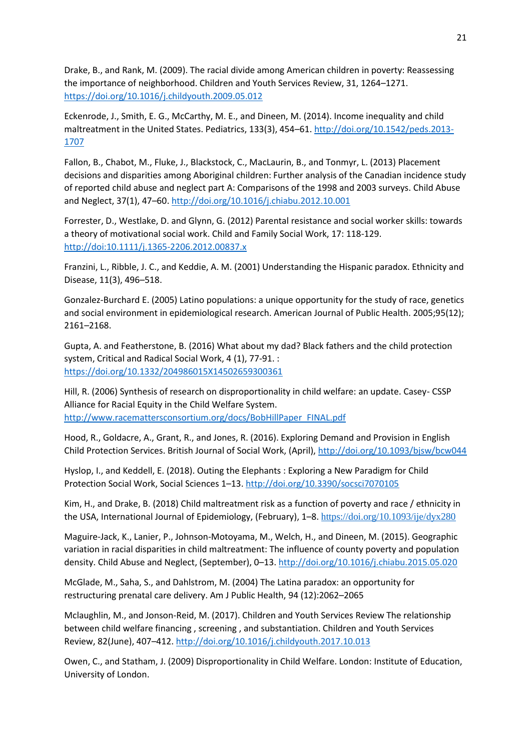Drake, B., and Rank, M. (2009). The racial divide among American children in poverty: Reassessing the importance of neighborhood. Children and Youth Services Review, 31, 1264–1271. https://doi.org/10.1016/j.childyouth.2009.05.012

Eckenrode, J., Smith, E. G., McCarthy, M. E., and Dineen, M. (2014). Income inequality and child maltreatment in the United States. Pediatrics, 133(3), 454–61. http://doi.org/10.1542/peds.2013-1707

Fallon, B., Chabot, M., Fluke, J., Blackstock, C., MacLaurin, B., and Tonmyr, L. (2013) Placement decisions and disparities among Aboriginal children: Further analysis of the Canadian incidence study of reported child abuse and neglect part A: Comparisons of the 1998 and 2003 surveys. Child Abuse and Neglect, 37(1), 47–60. http://doi.org/10.1016/j.chiabu.2012.10.001

Forrester, D., Westlake, D. and Glynn, G. (2012) Parental resistance and social worker skills: towards a theory of motivational social work. Child and Family Social Work, 17: 118-129. http://doi:10.1111/j.1365-2206.2012.00837.x

Franzini, L., Ribble, J. C., and Keddie, A. M. (2001) Understanding the Hispanic paradox. Ethnicity and Disease, 11(3), 496–518.

Gonzalez-Burchard E. (2005) Latino populations: a unique opportunity for the study of race, genetics and social environment in epidemiological research. American Journal of Public Health. 2005;95(12); 2161–2168.

Gupta, A. and Featherstone, B. (2016) What about my dad? Black fathers and the child protection system, Critical and Radical Social Work, 4 (1), 77-91. : https://doi.org/10.1332/204986015X14502659300361

Hill, R. (2006) Synthesis of research on disproportionality in child welfare: an update. Casey- CSSP Alliance for Racial Equity in the Child Welfare System. http://www.racemattersconsortium.org/docs/BobHillPaper_FINAL.pdf

Hood, R., Goldacre, A., Grant, R., and Jones, R. (2016). Exploring Demand and Provision in English Child Protection Services. British Journal of Social Work, (April), http://doi.org/10.1093/bjsw/bcw044

Hyslop, I., and Keddell, E. (2018). Outing the Elephants : Exploring a New Paradigm for Child Protection Social Work, Social Sciences 1–13. http://doi.org/10.3390/socsci7070105

Kim, H., and Drake, B. (2018) Child maltreatment risk as a function of poverty and race / ethnicity in the USA, International Journal of Epidemiology, (February), 1–8. https://doi.org/10.1093/ije/dyx280

Maguire-Jack, K., Lanier, P., Johnson-Motoyama, M., Welch, H., and Dineen, M. (2015). Geographic variation in racial disparities in child maltreatment: The influence of county poverty and population density. Child Abuse and Neglect, (September), 0–13. http://doi.org/10.1016/j.chiabu.2015.05.020

McGlade, M., Saha, S., and Dahlstrom, M. (2004) The Latina paradox: an opportunity for restructuring prenatal care delivery. Am J Public Health, 94 (12):2062–2065

Mclaughlin, M., and Jonson-Reid, M. (2017). Children and Youth Services Review The relationship between child welfare financing , screening , and substantiation. Children and Youth Services Review, 82(June), 407–412. http://doi.org/10.1016/j.childyouth.2017.10.013

Owen, C., and Statham, J. (2009) Disproportionality in Child Welfare. London: Institute of Education, University of London.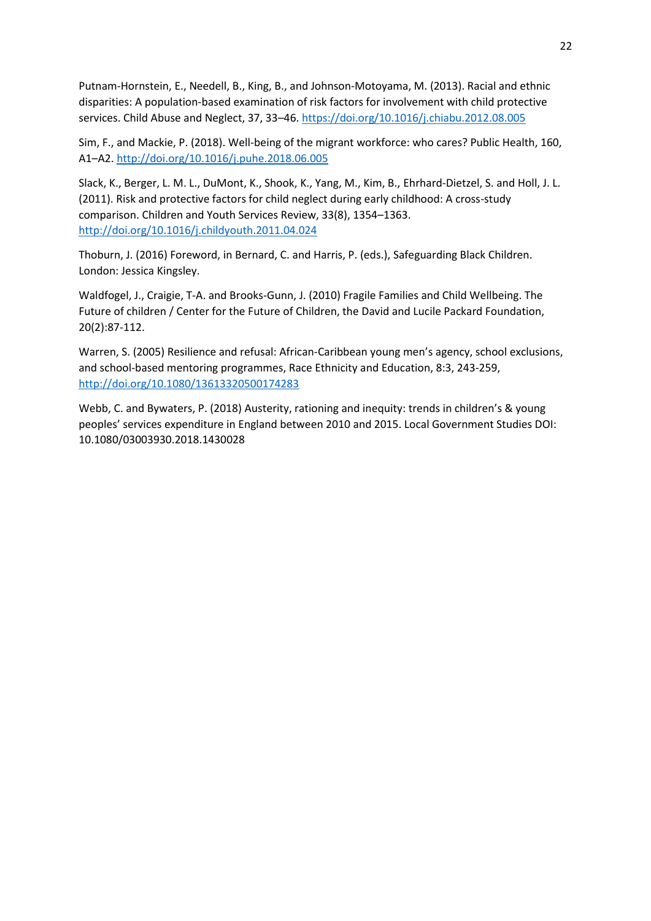Putnam-Hornstein, E., Needell, B., King, B., and Johnson-Motoyama, M. (2013). Racial and ethnic disparities: A population-based examination of risk factors for involvement with child protective services. Child Abuse and Neglect, 37, 33–46. https://doi.org/10.1016/j.chiabu.2012.08.005

Sim, F., and Mackie, P. (2018). Well-being of the migrant workforce: who cares? Public Health, 160, A1–A2. http://doi.org/10.1016/j.puhe.2018.06.005

Slack, K., Berger, L. M. L., DuMont, K., Shook, K., Yang, M., Kim, B., Ehrhard-Dietzel, S. and Holl, J. L. (2011). Risk and protective factors for child neglect during early childhood: A cross-study comparison. Children and Youth Services Review, 33(8), 1354–1363. http://doi.org/10.1016/j.childyouth.2011.04.024

Thoburn, J. (2016) Foreword, in Bernard, C. and Harris, P. (eds.), Safeguarding Black Children. London: Jessica Kingsley.

Waldfogel, J., Craigie, T-A. and Brooks-Gunn, J. (2010) Fragile Families and Child Wellbeing. The Future of children / Center for the Future of Children, the David and Lucile Packard Foundation, 20(2):87-112.

Warren, S. (2005) Resilience and refusal: African-Caribbean young men's agency, school exclusions, and school-based mentoring programmes, Race Ethnicity and Education, 8:3, 243-259, http://doi.org/10.1080/13613320500174283

Webb, C. and Bywaters, P. (2018) Austerity, rationing and inequity: trends in children's & young peoples' services expenditure in England between 2010 and 2015. Local Government Studies DOI: 10.1080/03003930.2018.1430028